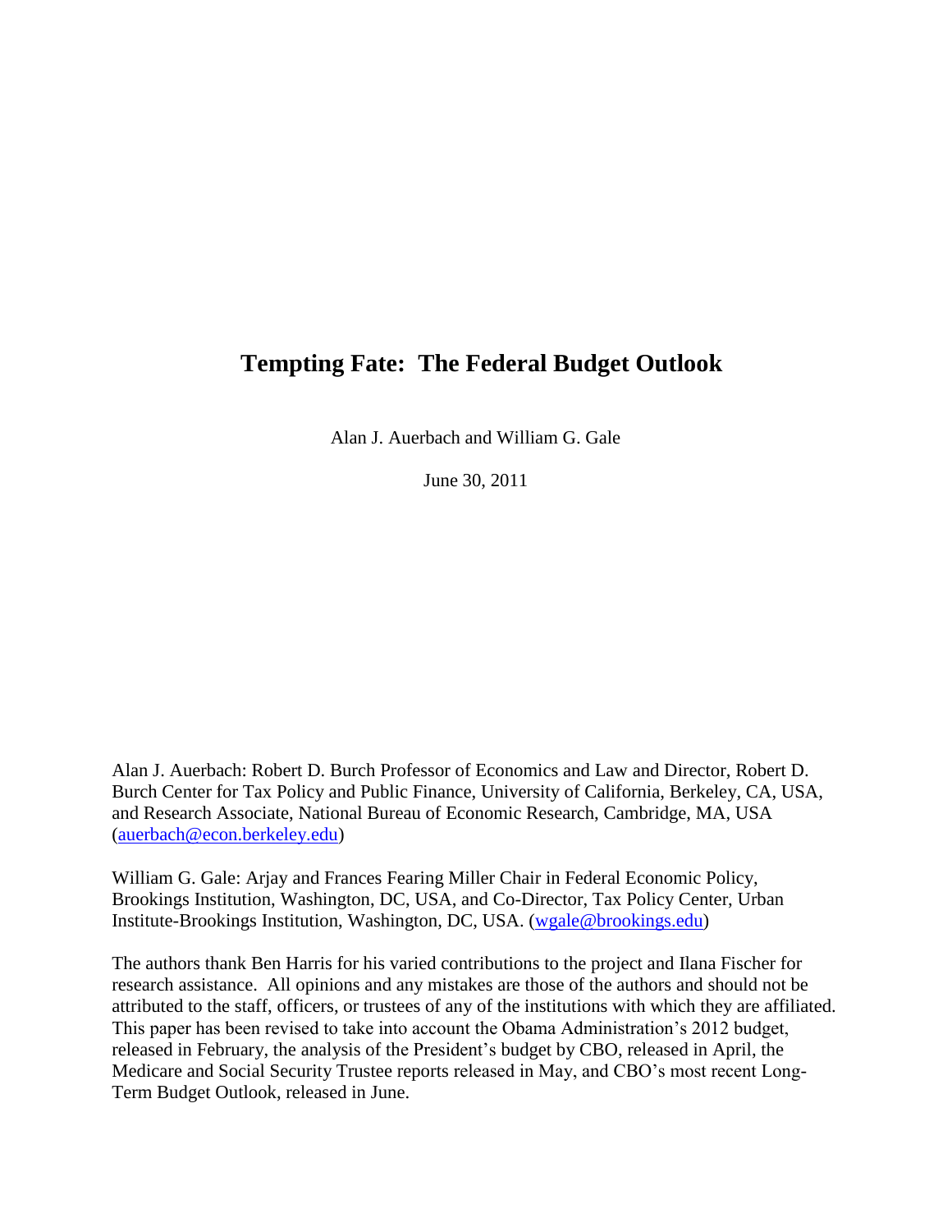# Tempting Fate: The Federal Budget Outlook

Alan J. Auerbach and William G. Gale

June 30, 2011

Alan J. Auerbach: Robert D. Burch Professor of Economics and Law and Director, Robert D. Burch Center for Tax Policy and Public Finance, University of California, Berkeley, CA, USA, and Research Associate, National Bureau of Economic Research, Cambridge, MA, USA (auerbach@econ.berkeley.edu)

William G. Gale: Arjay and Frances Fearing Miller Chair in Federal Economic Policy, Brookings Institution, Washington, DC, USA, and Co-Director, Tax Policy Center, Urban Institute-Brookings Institution, Washington, DC, USA. (wgale@brookings.edu)

The authors thank Ben Harris for his varied contributions to the project and Ilana Fischer for research assistance. All opinions and any mistakes are those of the authors and should not be attributed to the staff, officers, or trustees of any of the institutions with which they are affiliated. This paper has been revised to take into account the Obama Administration's 2012 budget, released in February, the analysis of the President's budget by CBO, released in April, the Medicare and Social Security Trustee reports released in May, and CBO's most recent Long-Term Budget Outlook, released in June.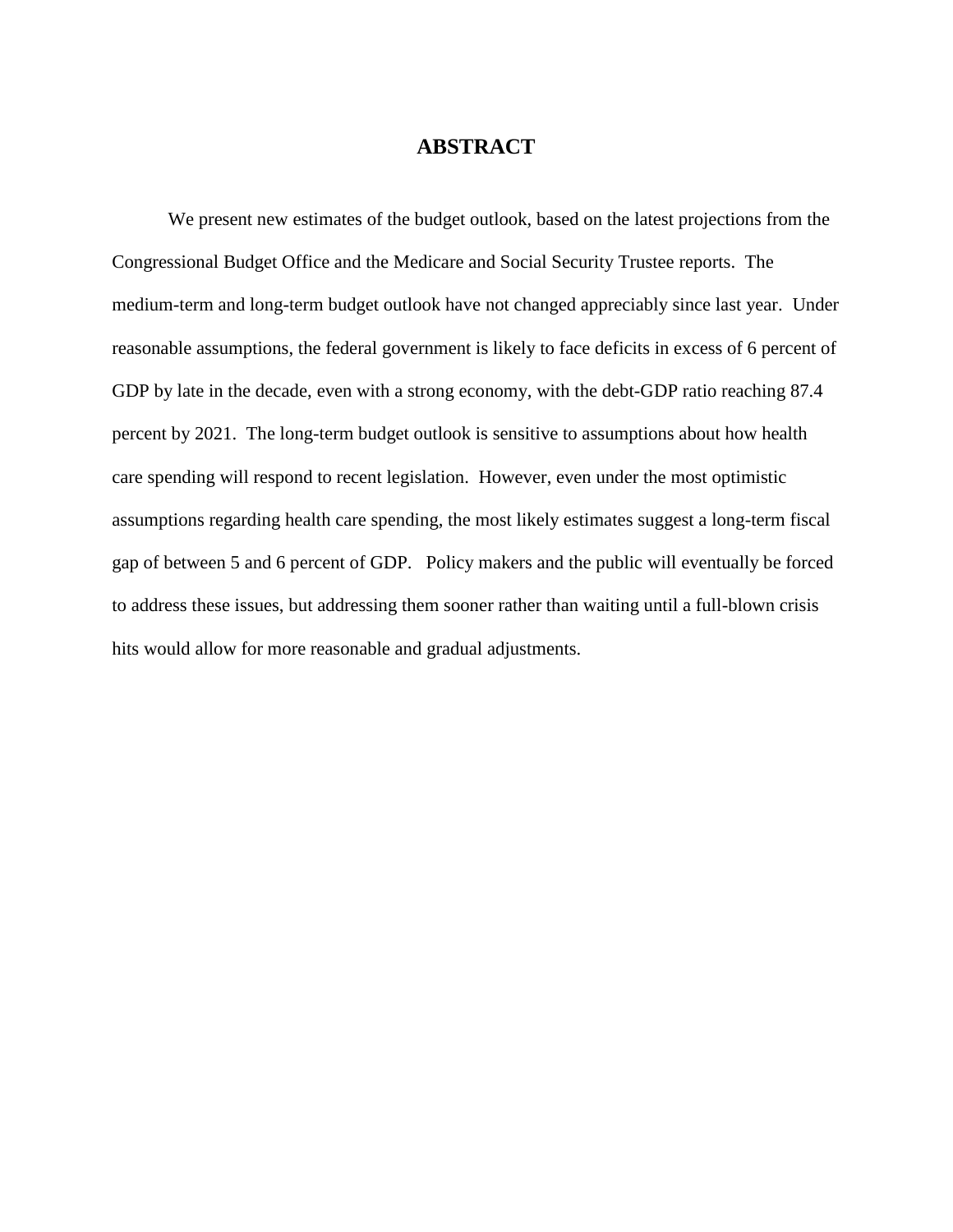# ABSTRACT

We present new estimates of the budget outlook, based on the latest projections from the Congressional Budget Office and the Medicare and Social Security Trustee reports. The medium-term and long-term budget outlook have not changed appreciably since last year. Under reasonable assumptions, the federal government is likely to face deficits in excess of 6 percent of GDP by late in the decade, even with a strong economy, with the debt-GDP ratio reaching 87.4 percent by 2021. The long-term budget outlook is sensitive to assumptions about how health care spending will respond to recent legislation. However, even under the most optimistic assumptions regarding health care spending, the most likely estimates suggest a long-term fiscal gap of between 5 and 6 percent of GDP. Policy makers and the public will eventually be forced to address these issues, but addressing them sooner rather than waiting until a full-blown crisis hits would allow for more reasonable and gradual adjustments.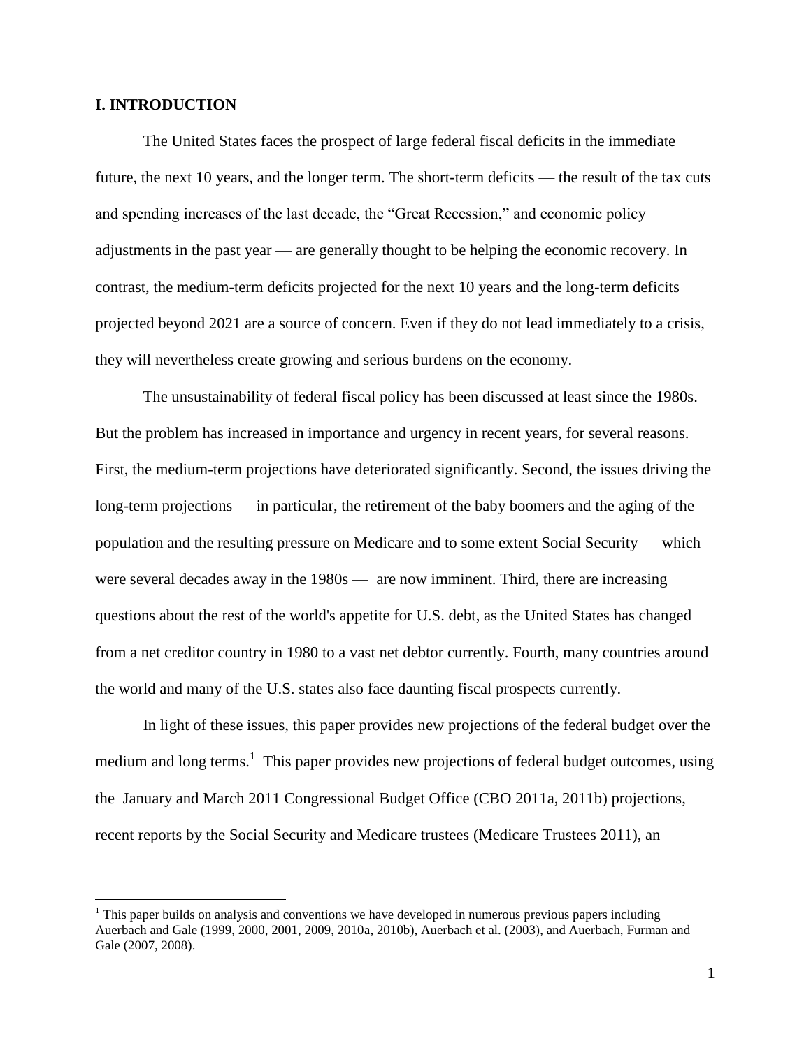## I. INTRODUCTION

The United States faces the prospect of large federal fiscal deficits in the immediate future, the next 10 years, and the longer term. The short-term deficits — the result of the tax cuts and spending increases of the last decade, the "Great Recession," and economic policy adjustments in the past year — are generally thought to be helping the economic recovery. In contrast, the medium-term deficits projected for the next 10 years and the long-term deficits projected beyond 2021 are a source of concern. Even if they do not lead immediately to a crisis, they will nevertheless create growing and serious burdens on the economy.

The unsustainability of federal fiscal policy has been discussed at least since the 1980s. But the problem has increased in importance and urgency in recent years, for several reasons. First, the medium-term projections have deteriorated significantly. Second, the issues driving the long-term projections — in particular, the retirement of the baby boomers and the aging of the population and the resulting pressure on Medicare and to some extent Social Security — which were several decades away in the 1980s — are now imminent. Third, there are increasing questions about the rest of the world's appetite for U.S. debt, as the United States has changed from a net creditor country in 1980 to a vast net debtor currently. Fourth, many countries around the world and many of the U.S. states also face daunting fiscal prospects currently.

In light of these issues, this paper provides new projections of the federal budget over the medium and long terms.[1] This paper provides new projections of federal budget outcomes, using the January and March 2011 Congressional Budget Office (CBO 2011a, 2011b) projections, recent reports by the Social Security and Medicare trustees (Medicare Trustees 2011), an

[1] This paper builds on analysis and conventions we have developed in numerous previous papers including Auerbach and Gale (1999, 2000, 2001, 2009, 2010a, 2010b), Auerbach et al. (2003), and Auerbach, Furman and Gale (2007, 2008).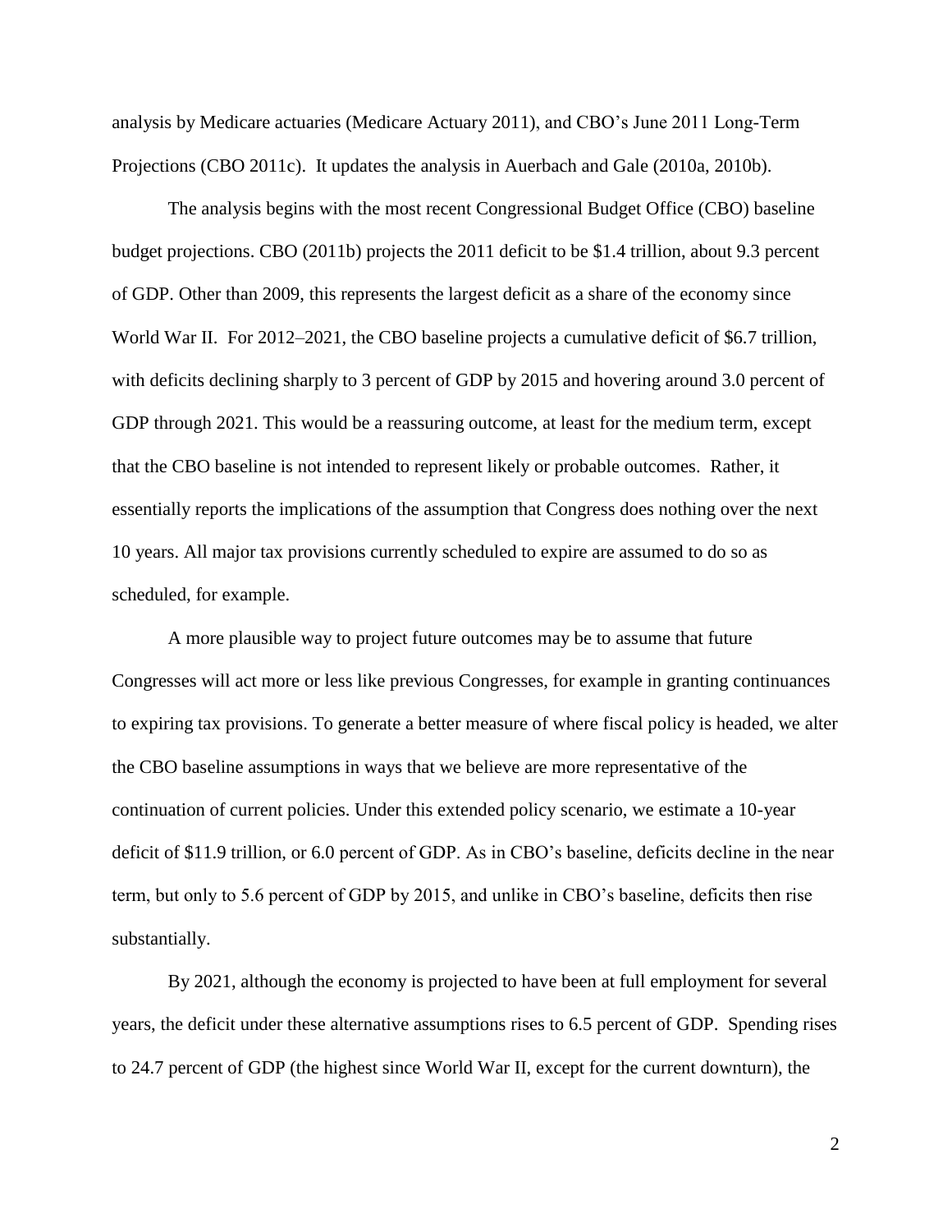analysis by Medicare actuaries (Medicare Actuary 2011), and CBO's June 2011 Long-Term Projections (CBO 2011c). It updates the analysis in Auerbach and Gale (2010a, 2010b).

The analysis begins with the most recent Congressional Budget Office (CBO) baseline budget projections. CBO (2011b) projects the 2011 deficit to be $1.4 trillion, about 9.3 percent of GDP. Other than 2009, this represents the largest deficit as a share of the economy since World War II. For 2012–2021, the CBO baseline projects a cumulative deficit of $6.7 trillion, with deficits declining sharply to 3 percent of GDP by 2015 and hovering around 3.0 percent of GDP through 2021. This would be a reassuring outcome, at least for the medium term, except that the CBO baseline is not intended to represent likely or probable outcomes. Rather, it essentially reports the implications of the assumption that Congress does nothing over the next 10 years. All major tax provisions currently scheduled to expire are assumed to do so as scheduled, for example.

A more plausible way to project future outcomes may be to assume that future Congresses will act more or less like previous Congresses, for example in granting continuances to expiring tax provisions. To generate a better measure of where fiscal policy is headed, we alter the CBO baseline assumptions in ways that we believe are more representative of the continuation of current policies. Under this extended policy scenario, we estimate a 10-year deficit of $11.9 trillion, or 6.0 percent of GDP. As in CBO's baseline, deficits decline in the near term, but only to 5.6 percent of GDP by 2015, and unlike in CBO's baseline, deficits then rise substantially.

By 2021, although the economy is projected to have been at full employment for several years, the deficit under these alternative assumptions rises to 6.5 percent of GDP. Spending rises to 24.7 percent of GDP (the highest since World War II, except for the current downturn), the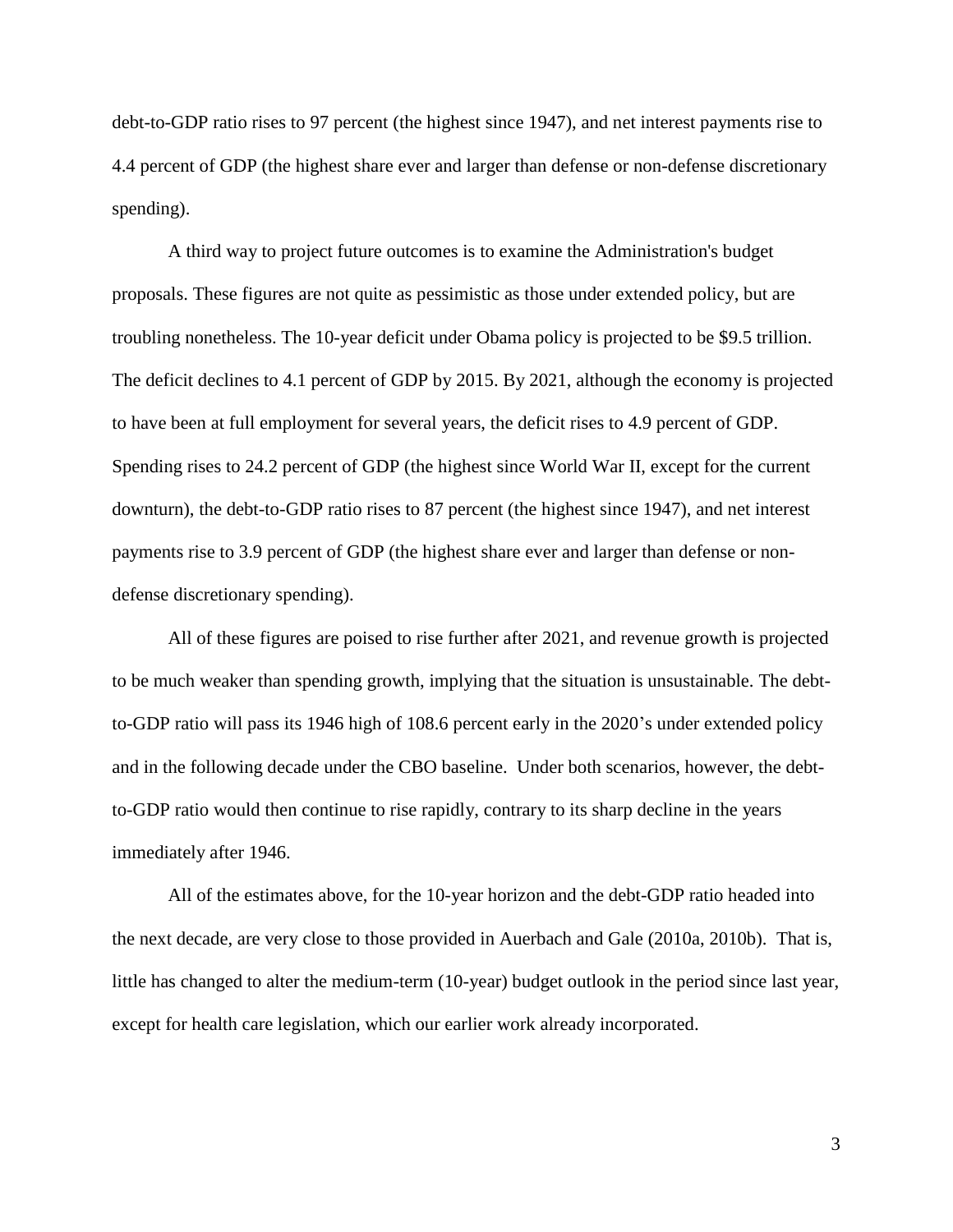debt-to-GDP ratio rises to 97 percent (the highest since 1947), and net interest payments rise to 4.4 percent of GDP (the highest share ever and larger than defense or non-defense discretionary spending).

A third way to project future outcomes is to examine the Administration's budget proposals. These figures are not quite as pessimistic as those under extended policy, but are troubling nonetheless. The 10-year deficit under Obama policy is projected to be $9.5 trillion. The deficit declines to 4.1 percent of GDP by 2015. By 2021, although the economy is projected to have been at full employment for several years, the deficit rises to 4.9 percent of GDP. Spending rises to 24.2 percent of GDP (the highest since World War II, except for the current downturn), the debt-to-GDP ratio rises to 87 percent (the highest since 1947), and net interest payments rise to 3.9 percent of GDP (the highest share ever and larger than defense or non-defense discretionary spending).

All of these figures are poised to rise further after 2021, and revenue growth is projected to be much weaker than spending growth, implying that the situation is unsustainable. The debt-to-GDP ratio will pass its 1946 high of 108.6 percent early in the 2020's under extended policy and in the following decade under the CBO baseline. Under both scenarios, however, the debt-to-GDP ratio would then continue to rise rapidly, contrary to its sharp decline in the years immediately after 1946.

All of the estimates above, for the 10-year horizon and the debt-GDP ratio headed into the next decade, are very close to those provided in Auerbach and Gale (2010a, 2010b). That is, little has changed to alter the medium-term (10-year) budget outlook in the period since last year, except for health care legislation, which our earlier work already incorporated.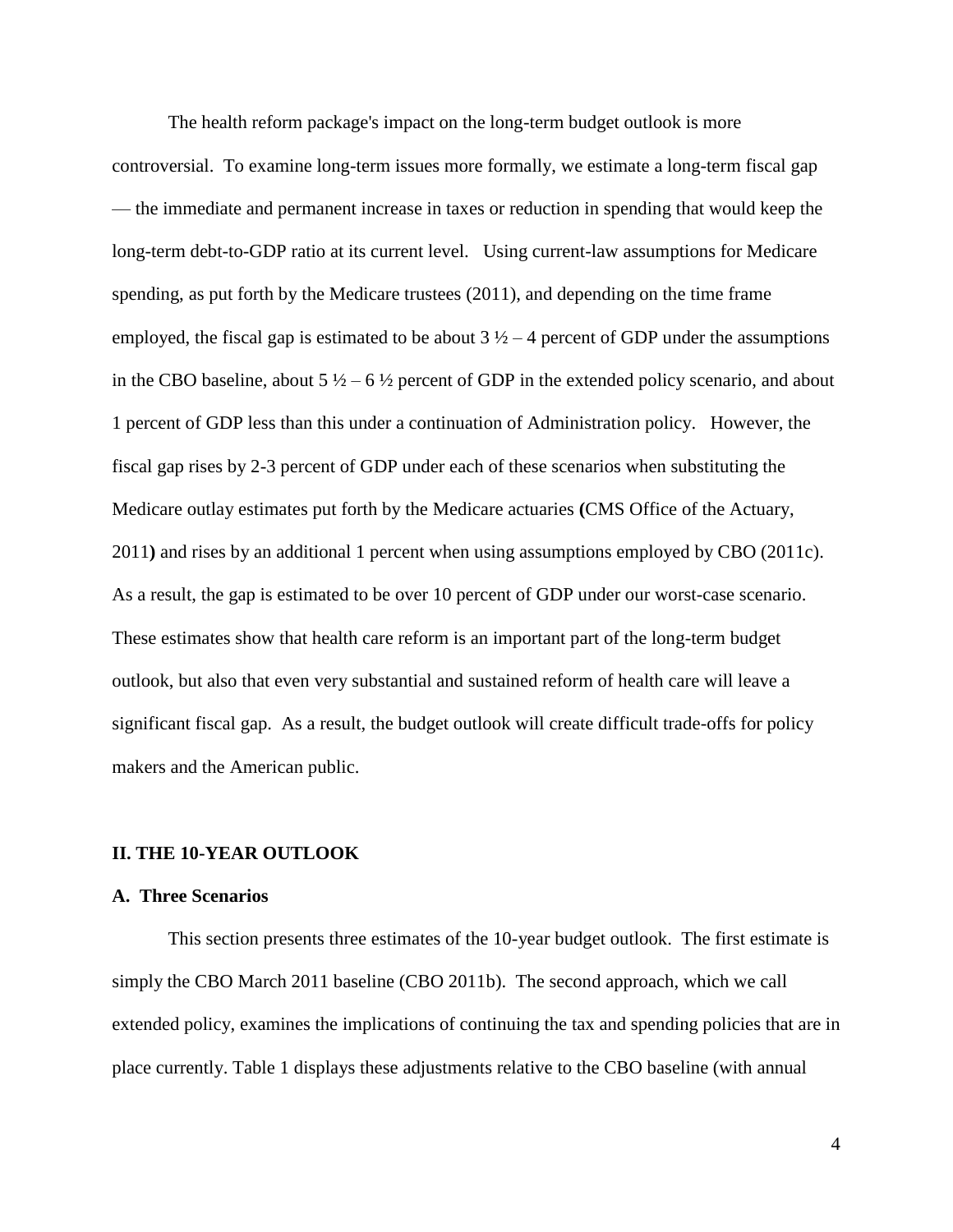The health reform package's impact on the long-term budget outlook is more controversial. To examine long-term issues more formally, we estimate a long-term fiscal gap — the immediate and permanent increase in taxes or reduction in spending that would keep the long-term debt-to-GDP ratio at its current level. Using current-law assumptions for Medicare spending, as put forth by the Medicare trustees (2011), and depending on the time frame employed, the fiscal gap is estimated to be about 3 ½ – 4 percent of GDP under the assumptions in the CBO baseline, about 5 ½ – 6 ½ percent of GDP in the extended policy scenario, and about 1 percent of GDP less than this under a continuation of Administration policy. However, the fiscal gap rises by 2-3 percent of GDP under each of these scenarios when substituting the Medicare outlay estimates put forth by the Medicare actuaries **(**CMS Office of the Actuary, 2011**)** and rises by an additional 1 percent when using assumptions employed by CBO (2011c). As a result, the gap is estimated to be over 10 percent of GDP under our worst-case scenario. These estimates show that health care reform is an important part of the long-term budget outlook, but also that even very substantial and sustained reform of health care will leave a significant fiscal gap. As a result, the budget outlook will create difficult trade-offs for policy makers and the American public.

## II. THE 10-YEAR OUTLOOK

### A. Three Scenarios

This section presents three estimates of the 10-year budget outlook. The first estimate is simply the CBO March 2011 baseline (CBO 2011b). The second approach, which we call extended policy, examines the implications of continuing the tax and spending policies that are in place currently. Table 1 displays these adjustments relative to the CBO baseline (with annual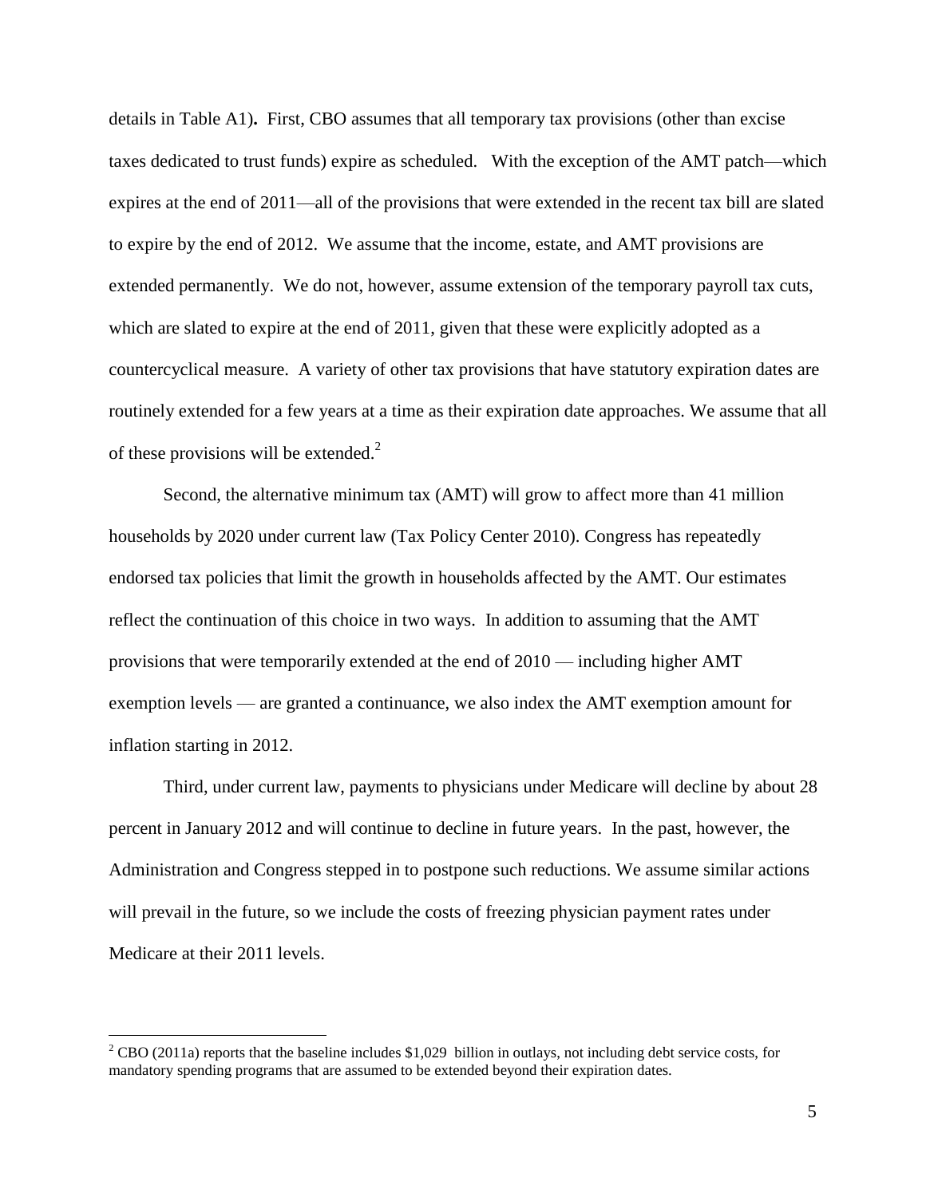details in Table A1). First, CBO assumes that all temporary tax provisions (other than excise taxes dedicated to trust funds) expire as scheduled. With the exception of the AMT patch—which expires at the end of 2011—all of the provisions that were extended in the recent tax bill are slated to expire by the end of 2012. We assume that the income, estate, and AMT provisions are extended permanently. We do not, however, assume extension of the temporary payroll tax cuts, which are slated to expire at the end of 2011, given that these were explicitly adopted as a countercyclical measure. A variety of other tax provisions that have statutory expiration dates are routinely extended for a few years at a time as their expiration date approaches. We assume that all of these provisions will be extended.[2]

Second, the alternative minimum tax (AMT) will grow to affect more than 41 million households by 2020 under current law (Tax Policy Center 2010). Congress has repeatedly endorsed tax policies that limit the growth in households affected by the AMT. Our estimates reflect the continuation of this choice in two ways. In addition to assuming that the AMT provisions that were temporarily extended at the end of 2010 — including higher AMT exemption levels — are granted a continuance, we also index the AMT exemption amount for inflation starting in 2012.

Third, under current law, payments to physicians under Medicare will decline by about 28 percent in January 2012 and will continue to decline in future years. In the past, however, the Administration and Congress stepped in to postpone such reductions. We assume similar actions will prevail in the future, so we include the costs of freezing physician payment rates under Medicare at their 2011 levels.

---

[2] CBO (2011a) reports that the baseline includes $1,029 billion in outlays, not including debt service costs, for mandatory spending programs that are assumed to be extended beyond their expiration dates.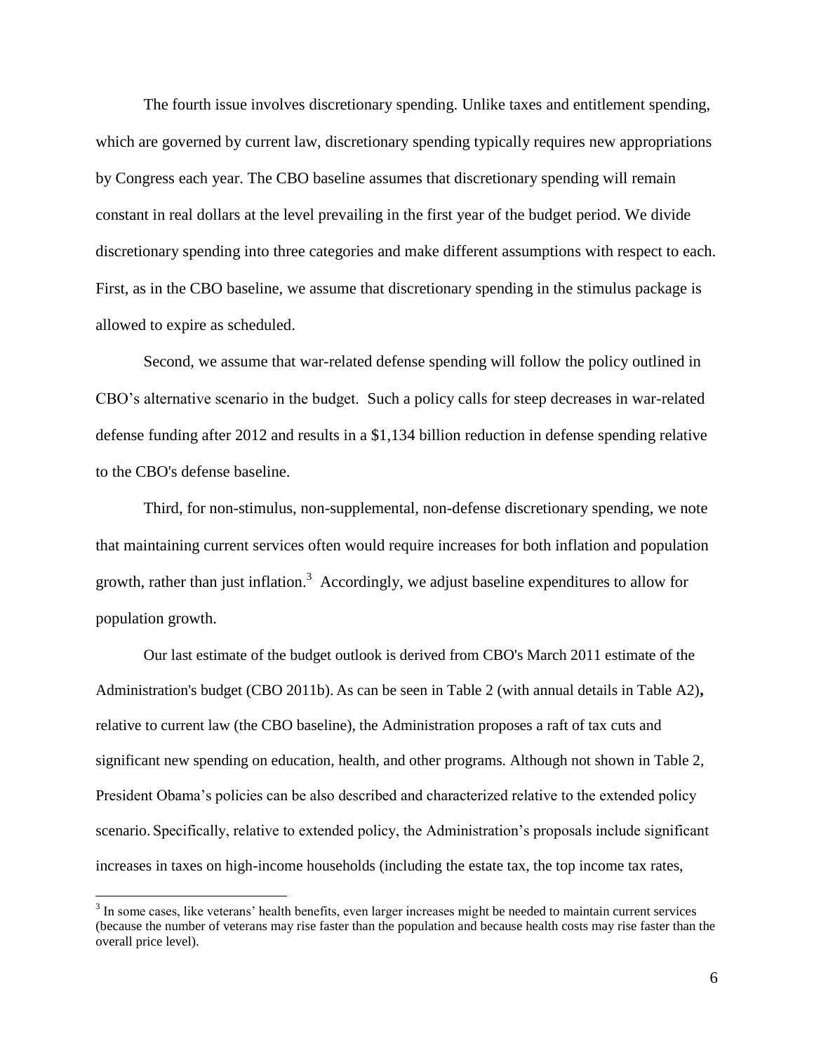The fourth issue involves discretionary spending. Unlike taxes and entitlement spending, which are governed by current law, discretionary spending typically requires new appropriations by Congress each year. The CBO baseline assumes that discretionary spending will remain constant in real dollars at the level prevailing in the first year of the budget period. We divide discretionary spending into three categories and make different assumptions with respect to each. First, as in the CBO baseline, we assume that discretionary spending in the stimulus package is allowed to expire as scheduled.

Second, we assume that war-related defense spending will follow the policy outlined in CBO's alternative scenario in the budget. Such a policy calls for steep decreases in war-related defense funding after 2012 and results in a $1,134 billion reduction in defense spending relative to the CBO's defense baseline.

Third, for non-stimulus, non-supplemental, non-defense discretionary spending, we note that maintaining current services often would require increases for both inflation and population growth, rather than just inflation.[3] Accordingly, we adjust baseline expenditures to allow for population growth.

Our last estimate of the budget outlook is derived from CBO's March 2011 estimate of the Administration's budget (CBO 2011b). As can be seen in Table 2 (with annual details in Table A2)**,** relative to current law (the CBO baseline), the Administration proposes a raft of tax cuts and significant new spending on education, health, and other programs. Although not shown in Table 2, President Obama's policies can be also described and characterized relative to the extended policy scenario. Specifically, relative to extended policy, the Administration's proposals include significant increases in taxes on high-income households (including the estate tax, the top income tax rates,

[3] In some cases, like veterans' health benefits, even larger increases might be needed to maintain current services (because the number of veterans may rise faster than the population and because health costs may rise faster than the overall price level).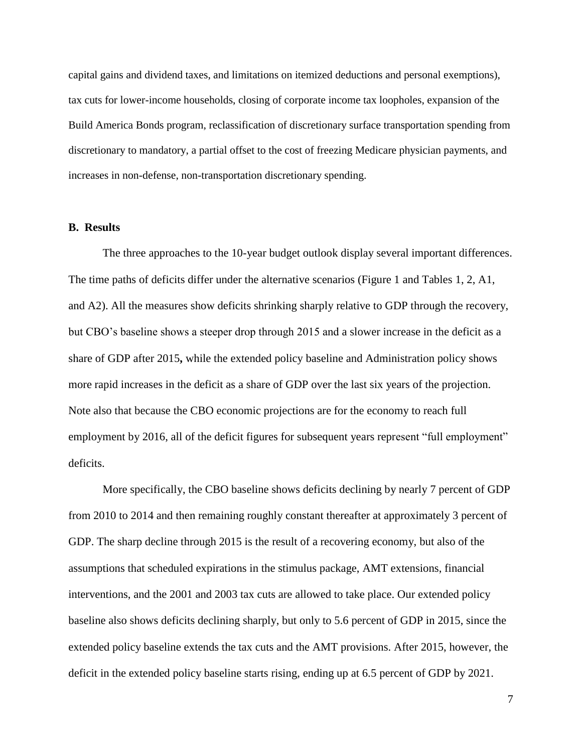capital gains and dividend taxes, and limitations on itemized deductions and personal exemptions), tax cuts for lower-income households, closing of corporate income tax loopholes, expansion of the Build America Bonds program, reclassification of discretionary surface transportation spending from discretionary to mandatory, a partial offset to the cost of freezing Medicare physician payments, and increases in non-defense, non-transportation discretionary spending.

### B. Results

The three approaches to the 10-year budget outlook display several important differences. The time paths of deficits differ under the alternative scenarios (Figure 1 and Tables 1, 2, A1, and A2). All the measures show deficits shrinking sharply relative to GDP through the recovery, but CBO's baseline shows a steeper drop through 2015 and a slower increase in the deficit as a share of GDP after 2015**,** while the extended policy baseline and Administration policy shows more rapid increases in the deficit as a share of GDP over the last six years of the projection. Note also that because the CBO economic projections are for the economy to reach full employment by 2016, all of the deficit figures for subsequent years represent "full employment" deficits.

More specifically, the CBO baseline shows deficits declining by nearly 7 percent of GDP from 2010 to 2014 and then remaining roughly constant thereafter at approximately 3 percent of GDP. The sharp decline through 2015 is the result of a recovering economy, but also of the assumptions that scheduled expirations in the stimulus package, AMT extensions, financial interventions, and the 2001 and 2003 tax cuts are allowed to take place. Our extended policy baseline also shows deficits declining sharply, but only to 5.6 percent of GDP in 2015, since the extended policy baseline extends the tax cuts and the AMT provisions. After 2015, however, the deficit in the extended policy baseline starts rising, ending up at 6.5 percent of GDP by 2021.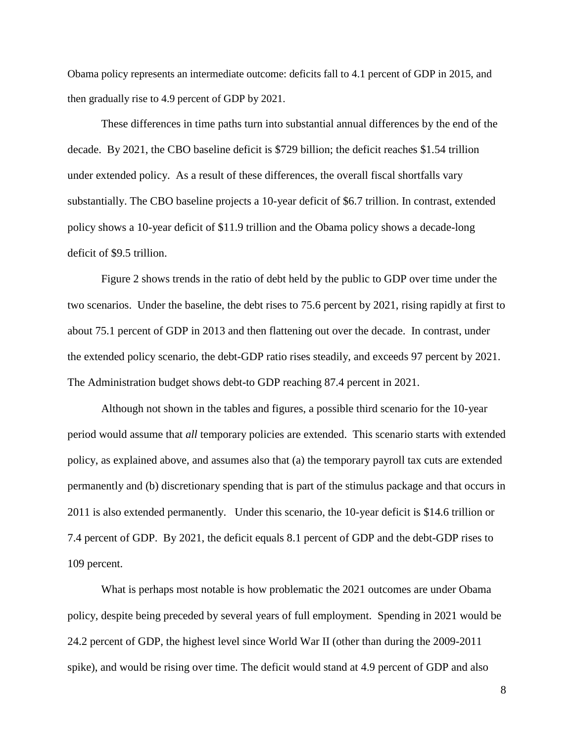Obama policy represents an intermediate outcome: deficits fall to 4.1 percent of GDP in 2015, and then gradually rise to 4.9 percent of GDP by 2021.

These differences in time paths turn into substantial annual differences by the end of the decade. By 2021, the CBO baseline deficit is $729 billion; the deficit reaches $1.54 trillion under extended policy. As a result of these differences, the overall fiscal shortfalls vary substantially. The CBO baseline projects a 10-year deficit of $6.7 trillion. In contrast, extended policy shows a 10-year deficit of $11.9 trillion and the Obama policy shows a decade-long deficit of $9.5 trillion.

Figure 2 shows trends in the ratio of debt held by the public to GDP over time under the two scenarios. Under the baseline, the debt rises to 75.6 percent by 2021, rising rapidly at first to about 75.1 percent of GDP in 2013 and then flattening out over the decade. In contrast, under the extended policy scenario, the debt-GDP ratio rises steadily, and exceeds 97 percent by 2021. The Administration budget shows debt-to GDP reaching 87.4 percent in 2021.

Although not shown in the tables and figures, a possible third scenario for the 10-year period would assume that *all* temporary policies are extended. This scenario starts with extended policy, as explained above, and assumes also that (a) the temporary payroll tax cuts are extended permanently and (b) discretionary spending that is part of the stimulus package and that occurs in 2011 is also extended permanently. Under this scenario, the 10-year deficit is $14.6 trillion or 7.4 percent of GDP. By 2021, the deficit equals 8.1 percent of GDP and the debt-GDP rises to 109 percent.

What is perhaps most notable is how problematic the 2021 outcomes are under Obama policy, despite being preceded by several years of full employment. Spending in 2021 would be 24.2 percent of GDP, the highest level since World War II (other than during the 2009-2011 spike), and would be rising over time. The deficit would stand at 4.9 percent of GDP and also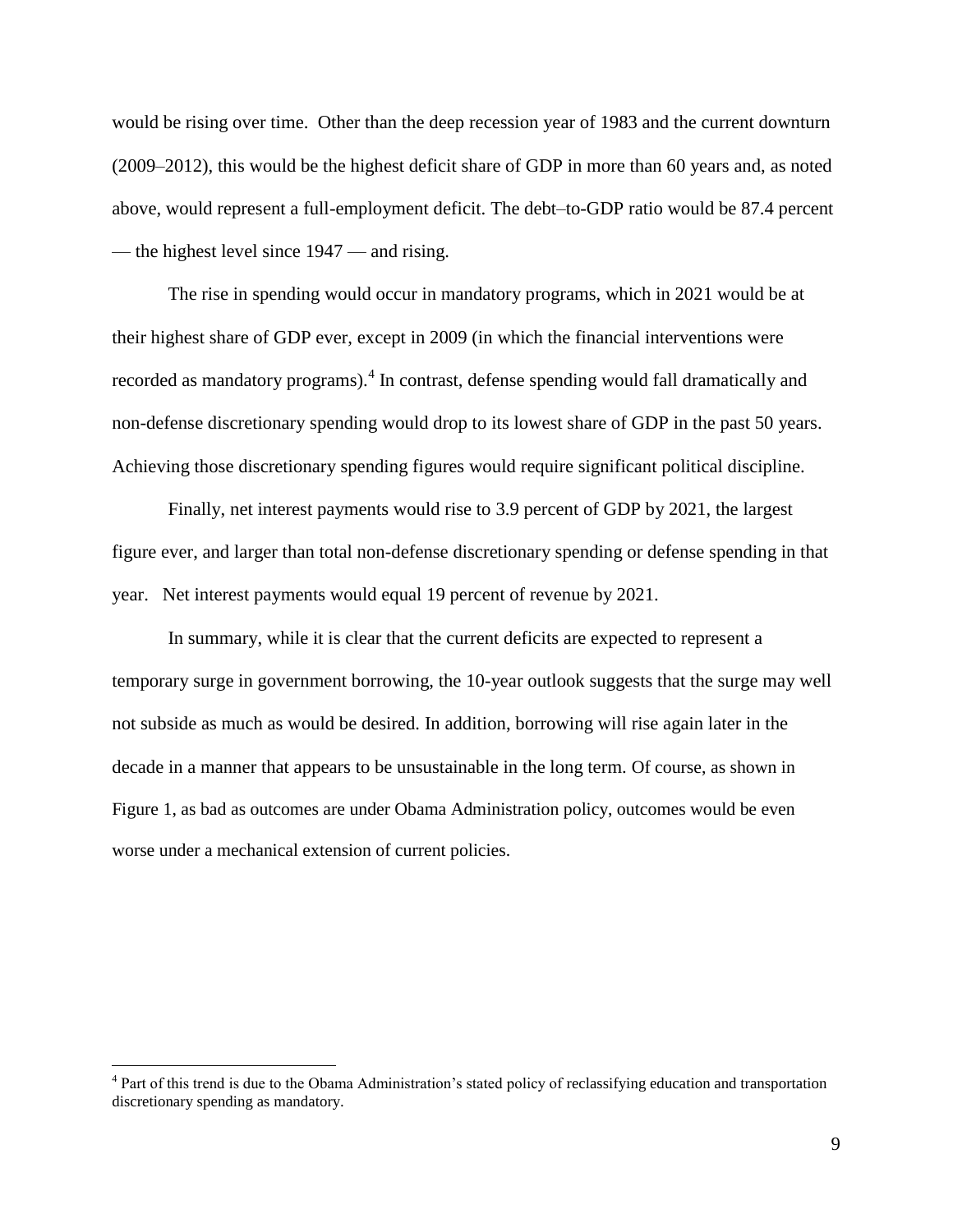would be rising over time. Other than the deep recession year of 1983 and the current downturn (2009–2012), this would be the highest deficit share of GDP in more than 60 years and, as noted above, would represent a full-employment deficit. The debt–to-GDP ratio would be 87.4 percent — the highest level since 1947 — and rising.

The rise in spending would occur in mandatory programs, which in 2021 would be at their highest share of GDP ever, except in 2009 (in which the financial interventions were recorded as mandatory programs).[4] In contrast, defense spending would fall dramatically and non-defense discretionary spending would drop to its lowest share of GDP in the past 50 years. Achieving those discretionary spending figures would require significant political discipline.

Finally, net interest payments would rise to 3.9 percent of GDP by 2021, the largest figure ever, and larger than total non-defense discretionary spending or defense spending in that year. Net interest payments would equal 19 percent of revenue by 2021.

In summary, while it is clear that the current deficits are expected to represent a temporary surge in government borrowing, the 10-year outlook suggests that the surge may well not subside as much as would be desired. In addition, borrowing will rise again later in the decade in a manner that appears to be unsustainable in the long term. Of course, as shown in Figure 1, as bad as outcomes are under Obama Administration policy, outcomes would be even worse under a mechanical extension of current policies.

[4] Part of this trend is due to the Obama Administration's stated policy of reclassifying education and transportation discretionary spending as mandatory.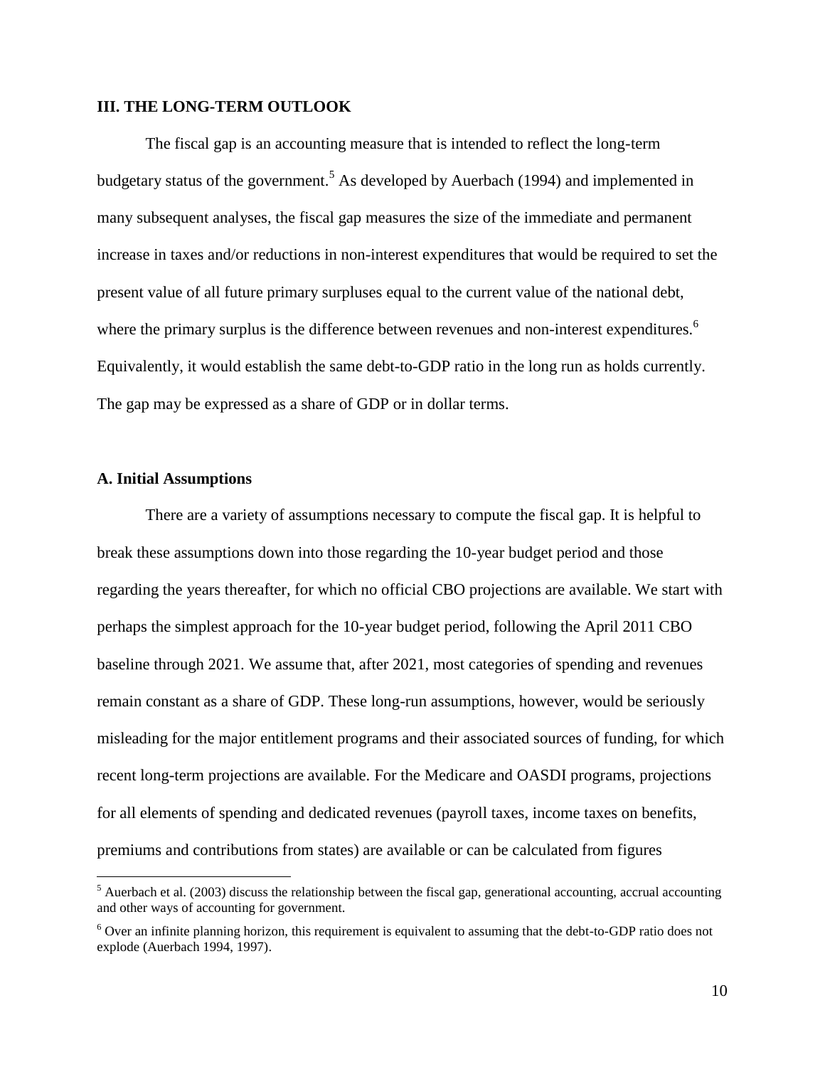## III. THE LONG-TERM OUTLOOK

The fiscal gap is an accounting measure that is intended to reflect the long-term budgetary status of the government.[5] As developed by Auerbach (1994) and implemented in many subsequent analyses, the fiscal gap measures the size of the immediate and permanent increase in taxes and/or reductions in non-interest expenditures that would be required to set the present value of all future primary surpluses equal to the current value of the national debt, where the primary surplus is the difference between revenues and non-interest expenditures.[6] Equivalently, it would establish the same debt-to-GDP ratio in the long run as holds currently. The gap may be expressed as a share of GDP or in dollar terms.

### A. Initial Assumptions

There are a variety of assumptions necessary to compute the fiscal gap. It is helpful to break these assumptions down into those regarding the 10-year budget period and those regarding the years thereafter, for which no official CBO projections are available. We start with perhaps the simplest approach for the 10-year budget period, following the April 2011 CBO baseline through 2021. We assume that, after 2021, most categories of spending and revenues remain constant as a share of GDP. These long-run assumptions, however, would be seriously misleading for the major entitlement programs and their associated sources of funding, for which recent long-term projections are available. For the Medicare and OASDI programs, projections for all elements of spending and dedicated revenues (payroll taxes, income taxes on benefits, premiums and contributions from states) are available or can be calculated from figures

[5] Auerbach et al. (2003) discuss the relationship between the fiscal gap, generational accounting, accrual accounting and other ways of accounting for government.

[6] Over an infinite planning horizon, this requirement is equivalent to assuming that the debt-to-GDP ratio does not explode (Auerbach 1994, 1997).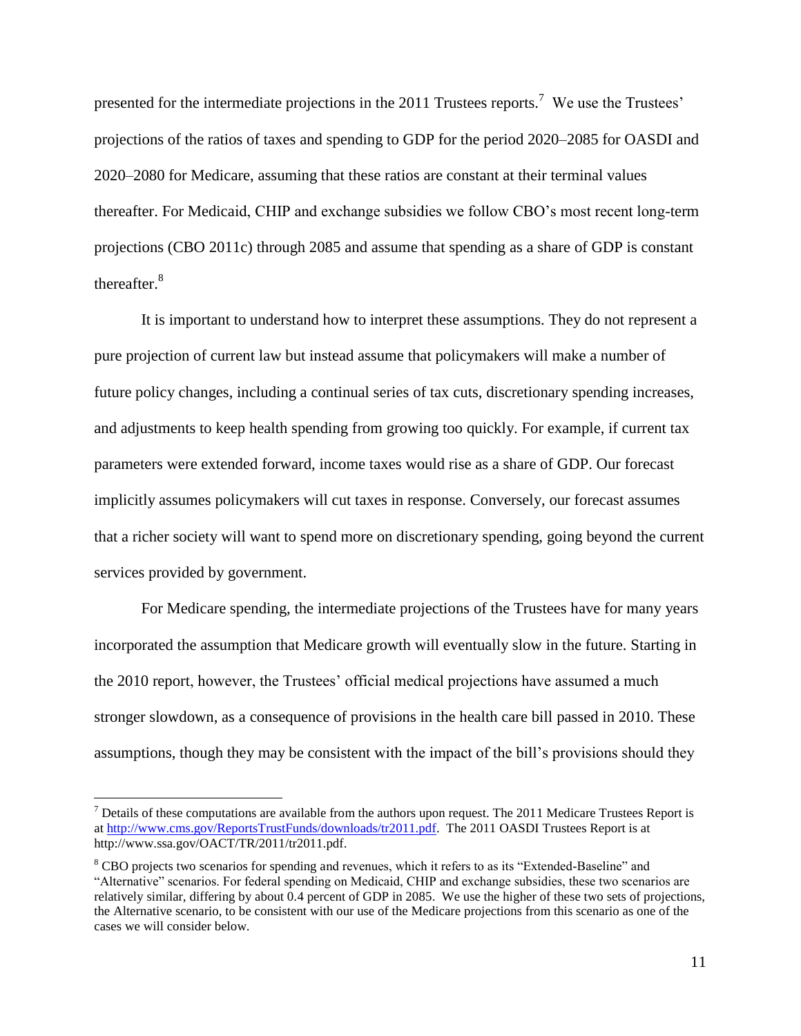presented for the intermediate projections in the 2011 Trustees reports.[7] We use the Trustees' projections of the ratios of taxes and spending to GDP for the period 2020–2085 for OASDI and 2020–2080 for Medicare, assuming that these ratios are constant at their terminal values thereafter. For Medicaid, CHIP and exchange subsidies we follow CBO's most recent long-term projections (CBO 2011c) through 2085 and assume that spending as a share of GDP is constant thereafter.[8]

It is important to understand how to interpret these assumptions. They do not represent a pure projection of current law but instead assume that policymakers will make a number of future policy changes, including a continual series of tax cuts, discretionary spending increases, and adjustments to keep health spending from growing too quickly. For example, if current tax parameters were extended forward, income taxes would rise as a share of GDP. Our forecast implicitly assumes policymakers will cut taxes in response. Conversely, our forecast assumes that a richer society will want to spend more on discretionary spending, going beyond the current services provided by government.

For Medicare spending, the intermediate projections of the Trustees have for many years incorporated the assumption that Medicare growth will eventually slow in the future. Starting in the 2010 report, however, the Trustees' official medical projections have assumed a much stronger slowdown, as a consequence of provisions in the health care bill passed in 2010. These assumptions, though they may be consistent with the impact of the bill's provisions should they

---

[7] Details of these computations are available from the authors upon request. The 2011 Medicare Trustees Report is at http://www.cms.gov/ReportsTrustFunds/downloads/tr2011.pdf. The 2011 OASDI Trustees Report is at http://www.ssa.gov/OACT/TR/2011/tr2011.pdf.

[8] CBO projects two scenarios for spending and revenues, which it refers to as its "Extended-Baseline" and "Alternative" scenarios. For federal spending on Medicaid, CHIP and exchange subsidies, these two scenarios are relatively similar, differing by about 0.4 percent of GDP in 2085. We use the higher of these two sets of projections, the Alternative scenario, to be consistent with our use of the Medicare projections from this scenario as one of the cases we will consider below.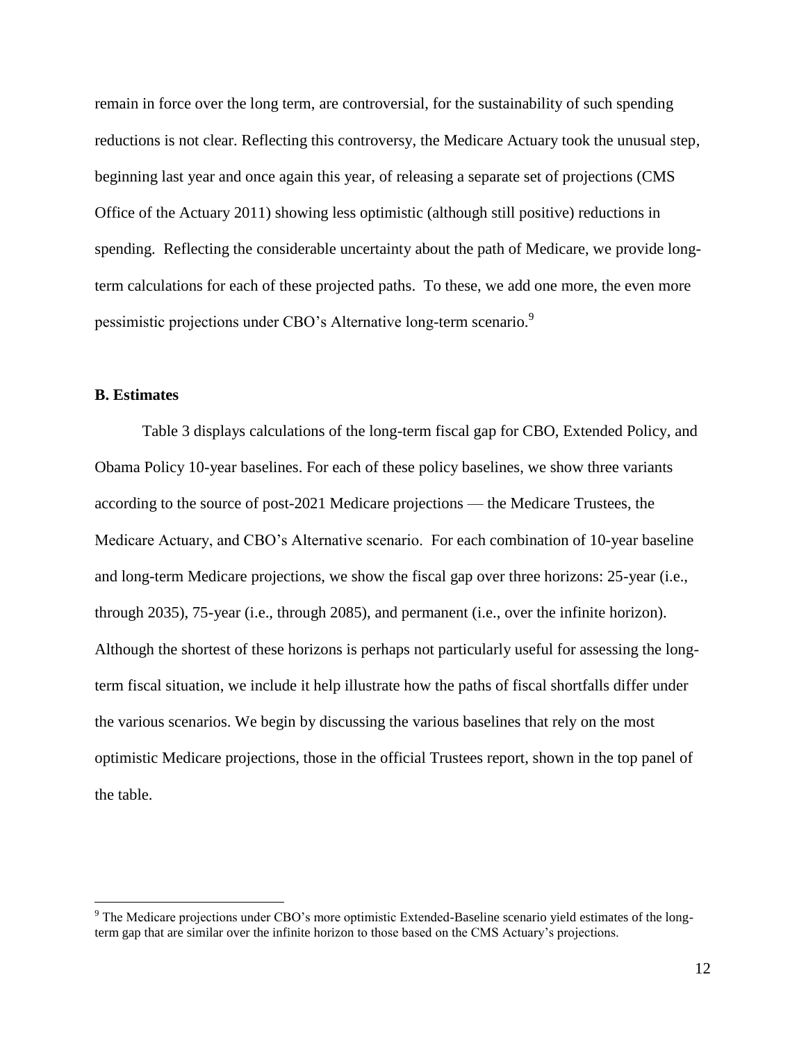remain in force over the long term, are controversial, for the sustainability of such spending reductions is not clear. Reflecting this controversy, the Medicare Actuary took the unusual step, beginning last year and once again this year, of releasing a separate set of projections (CMS Office of the Actuary 2011) showing less optimistic (although still positive) reductions in spending. Reflecting the considerable uncertainty about the path of Medicare, we provide long-term calculations for each of these projected paths. To these, we add one more, the even more pessimistic projections under CBO's Alternative long-term scenario.[9]

### B. Estimates

Table 3 displays calculations of the long-term fiscal gap for CBO, Extended Policy, and Obama Policy 10-year baselines. For each of these policy baselines, we show three variants according to the source of post-2021 Medicare projections — the Medicare Trustees, the Medicare Actuary, and CBO's Alternative scenario. For each combination of 10-year baseline and long-term Medicare projections, we show the fiscal gap over three horizons: 25-year (i.e., through 2035), 75-year (i.e., through 2085), and permanent (i.e., over the infinite horizon). Although the shortest of these horizons is perhaps not particularly useful for assessing the long-term fiscal situation, we include it help illustrate how the paths of fiscal shortfalls differ under the various scenarios. We begin by discussing the various baselines that rely on the most optimistic Medicare projections, those in the official Trustees report, shown in the top panel of the table.

---

[9] The Medicare projections under CBO's more optimistic Extended-Baseline scenario yield estimates of the long-term gap that are similar over the infinite horizon to those based on the CMS Actuary's projections.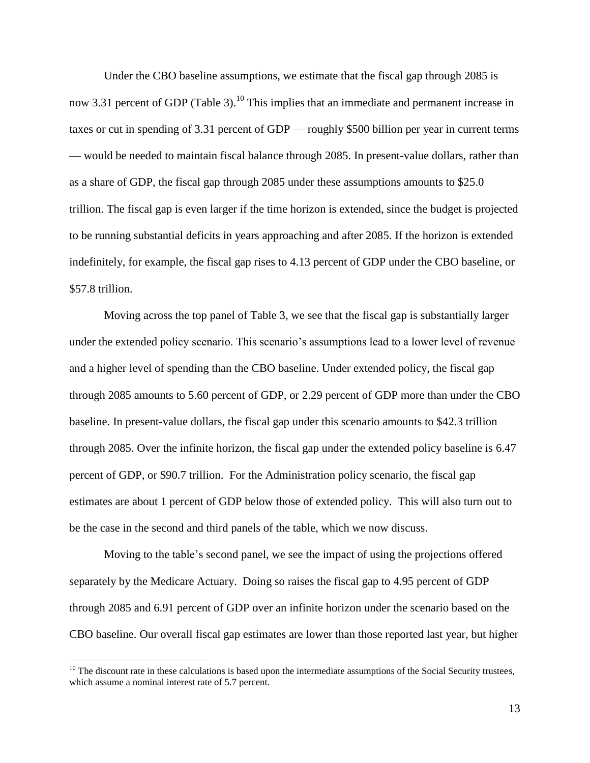Under the CBO baseline assumptions, we estimate that the fiscal gap through 2085 is now 3.31 percent of GDP (Table 3).[10] This implies that an immediate and permanent increase in taxes or cut in spending of 3.31 percent of GDP — roughly $500 billion per year in current terms — would be needed to maintain fiscal balance through 2085. In present-value dollars, rather than as a share of GDP, the fiscal gap through 2085 under these assumptions amounts to $25.0 trillion. The fiscal gap is even larger if the time horizon is extended, since the budget is projected to be running substantial deficits in years approaching and after 2085. If the horizon is extended indefinitely, for example, the fiscal gap rises to 4.13 percent of GDP under the CBO baseline, or $57.8 trillion.

Moving across the top panel of Table 3, we see that the fiscal gap is substantially larger under the extended policy scenario. This scenario's assumptions lead to a lower level of revenue and a higher level of spending than the CBO baseline. Under extended policy, the fiscal gap through 2085 amounts to 5.60 percent of GDP, or 2.29 percent of GDP more than under the CBO baseline. In present-value dollars, the fiscal gap under this scenario amounts to $42.3 trillion through 2085. Over the infinite horizon, the fiscal gap under the extended policy baseline is 6.47 percent of GDP, or $90.7 trillion. For the Administration policy scenario, the fiscal gap estimates are about 1 percent of GDP below those of extended policy. This will also turn out to be the case in the second and third panels of the table, which we now discuss.

Moving to the table's second panel, we see the impact of using the projections offered separately by the Medicare Actuary. Doing so raises the fiscal gap to 4.95 percent of GDP through 2085 and 6.91 percent of GDP over an infinite horizon under the scenario based on the CBO baseline. Our overall fiscal gap estimates are lower than those reported last year, but higher

[10] The discount rate in these calculations is based upon the intermediate assumptions of the Social Security trustees, which assume a nominal interest rate of 5.7 percent.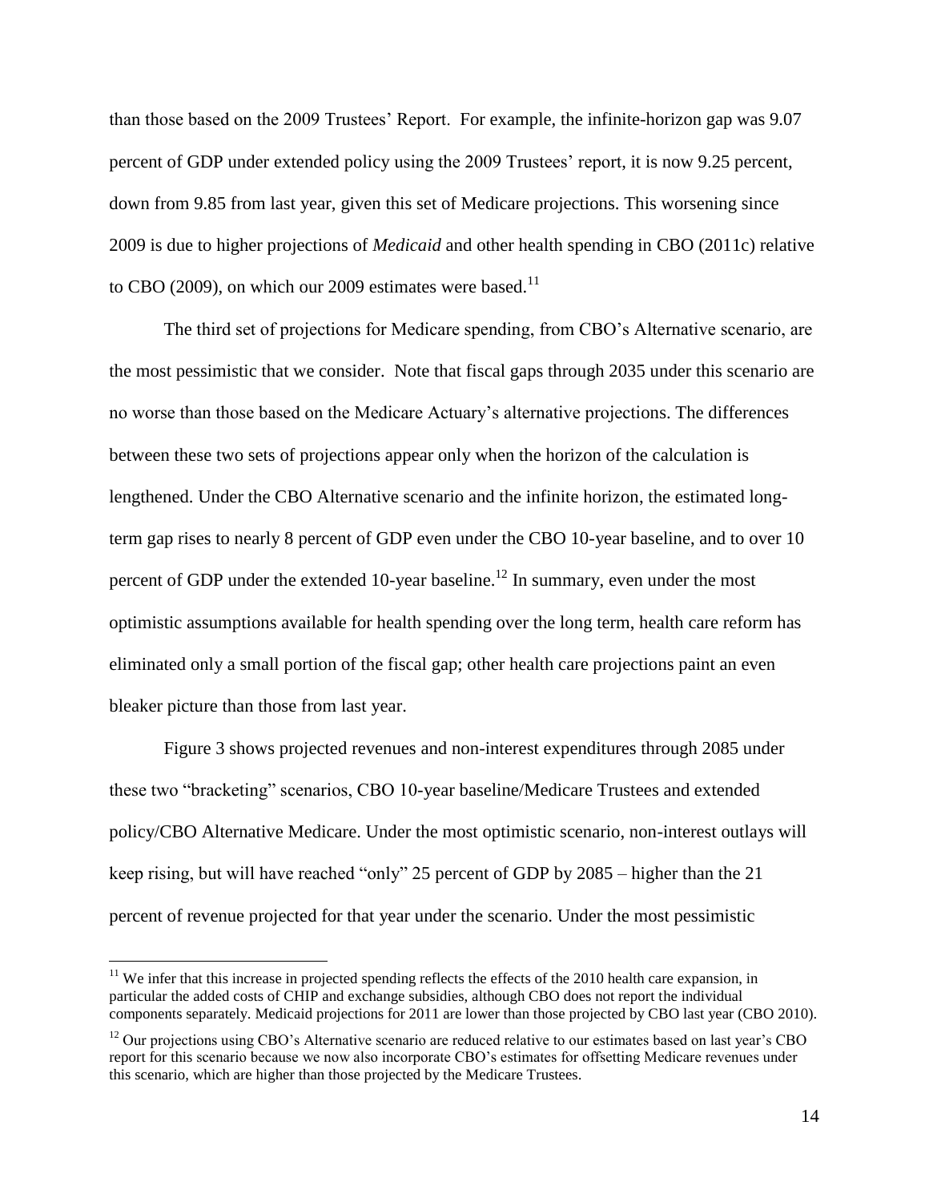than those based on the 2009 Trustees' Report. For example, the infinite-horizon gap was 9.07 percent of GDP under extended policy using the 2009 Trustees' report, it is now 9.25 percent, down from 9.85 from last year, given this set of Medicare projections. This worsening since 2009 is due to higher projections of *Medicaid* and other health spending in CBO (2011c) relative to CBO (2009), on which our 2009 estimates were based.[11]

The third set of projections for Medicare spending, from CBO's Alternative scenario, are the most pessimistic that we consider. Note that fiscal gaps through 2035 under this scenario are no worse than those based on the Medicare Actuary's alternative projections. The differences between these two sets of projections appear only when the horizon of the calculation is lengthened. Under the CBO Alternative scenario and the infinite horizon, the estimated long-term gap rises to nearly 8 percent of GDP even under the CBO 10-year baseline, and to over 10 percent of GDP under the extended 10-year baseline.[12] In summary, even under the most optimistic assumptions available for health spending over the long term, health care reform has eliminated only a small portion of the fiscal gap; other health care projections paint an even bleaker picture than those from last year.

Figure 3 shows projected revenues and non-interest expenditures through 2085 under these two "bracketing" scenarios, CBO 10-year baseline/Medicare Trustees and extended policy/CBO Alternative Medicare. Under the most optimistic scenario, non-interest outlays will keep rising, but will have reached "only" 25 percent of GDP by 2085 – higher than the 21 percent of revenue projected for that year under the scenario. Under the most pessimistic

---

[11] We infer that this increase in projected spending reflects the effects of the 2010 health care expansion, in particular the added costs of CHIP and exchange subsidies, although CBO does not report the individual components separately. Medicaid projections for 2011 are lower than those projected by CBO last year (CBO 2010).

[12] Our projections using CBO's Alternative scenario are reduced relative to our estimates based on last year's CBO report for this scenario because we now also incorporate CBO's estimates for offsetting Medicare revenues under this scenario, which are higher than those projected by the Medicare Trustees.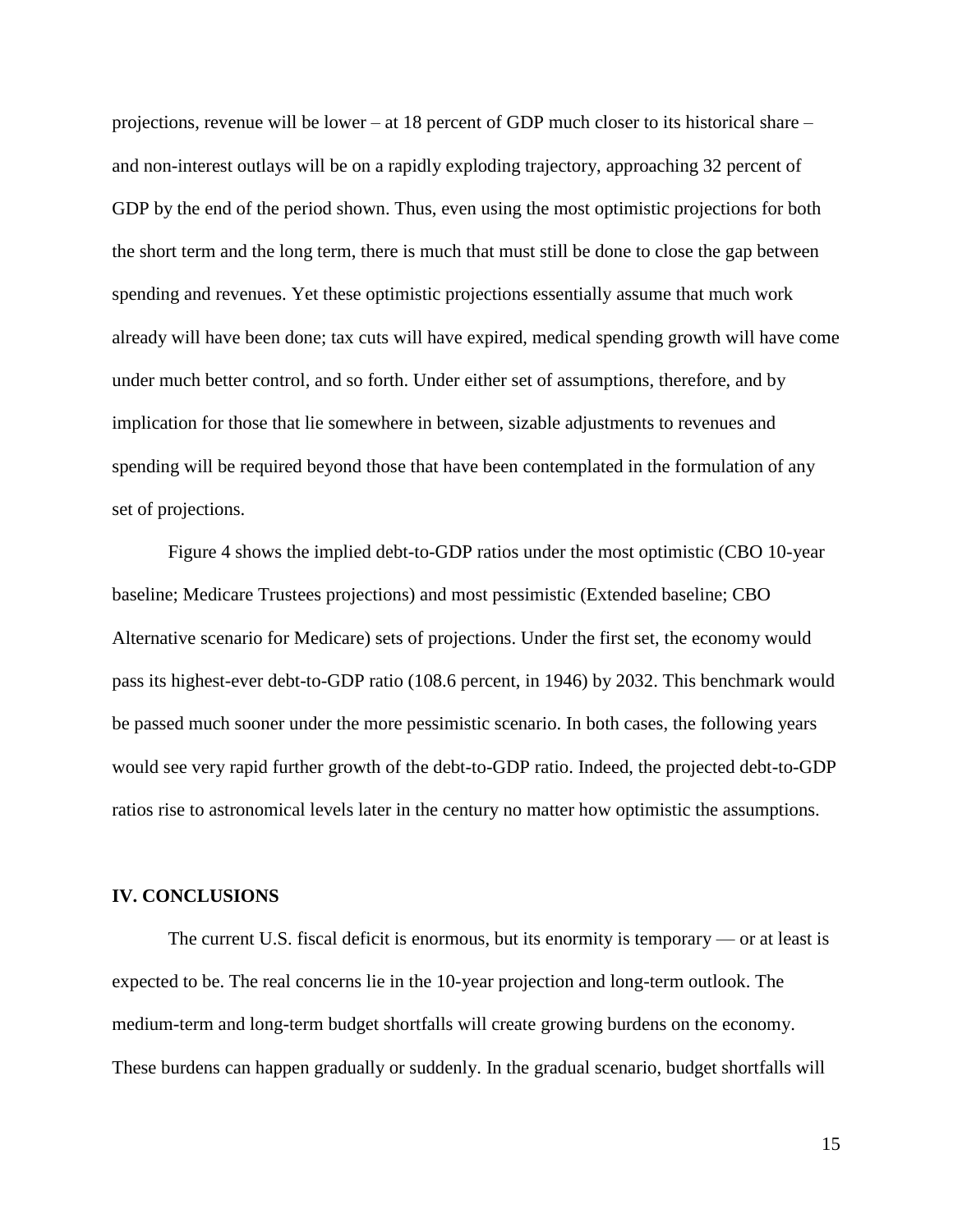projections, revenue will be lower – at 18 percent of GDP much closer to its historical share – and non-interest outlays will be on a rapidly exploding trajectory, approaching 32 percent of GDP by the end of the period shown. Thus, even using the most optimistic projections for both the short term and the long term, there is much that must still be done to close the gap between spending and revenues. Yet these optimistic projections essentially assume that much work already will have been done; tax cuts will have expired, medical spending growth will have come under much better control, and so forth. Under either set of assumptions, therefore, and by implication for those that lie somewhere in between, sizable adjustments to revenues and spending will be required beyond those that have been contemplated in the formulation of any set of projections.

Figure 4 shows the implied debt-to-GDP ratios under the most optimistic (CBO 10-year baseline; Medicare Trustees projections) and most pessimistic (Extended baseline; CBO Alternative scenario for Medicare) sets of projections. Under the first set, the economy would pass its highest-ever debt-to-GDP ratio (108.6 percent, in 1946) by 2032. This benchmark would be passed much sooner under the more pessimistic scenario. In both cases, the following years would see very rapid further growth of the debt-to-GDP ratio. Indeed, the projected debt-to-GDP ratios rise to astronomical levels later in the century no matter how optimistic the assumptions.

## IV. CONCLUSIONS

The current U.S. fiscal deficit is enormous, but its enormity is temporary — or at least is expected to be. The real concerns lie in the 10-year projection and long-term outlook. The medium-term and long-term budget shortfalls will create growing burdens on the economy. These burdens can happen gradually or suddenly. In the gradual scenario, budget shortfalls will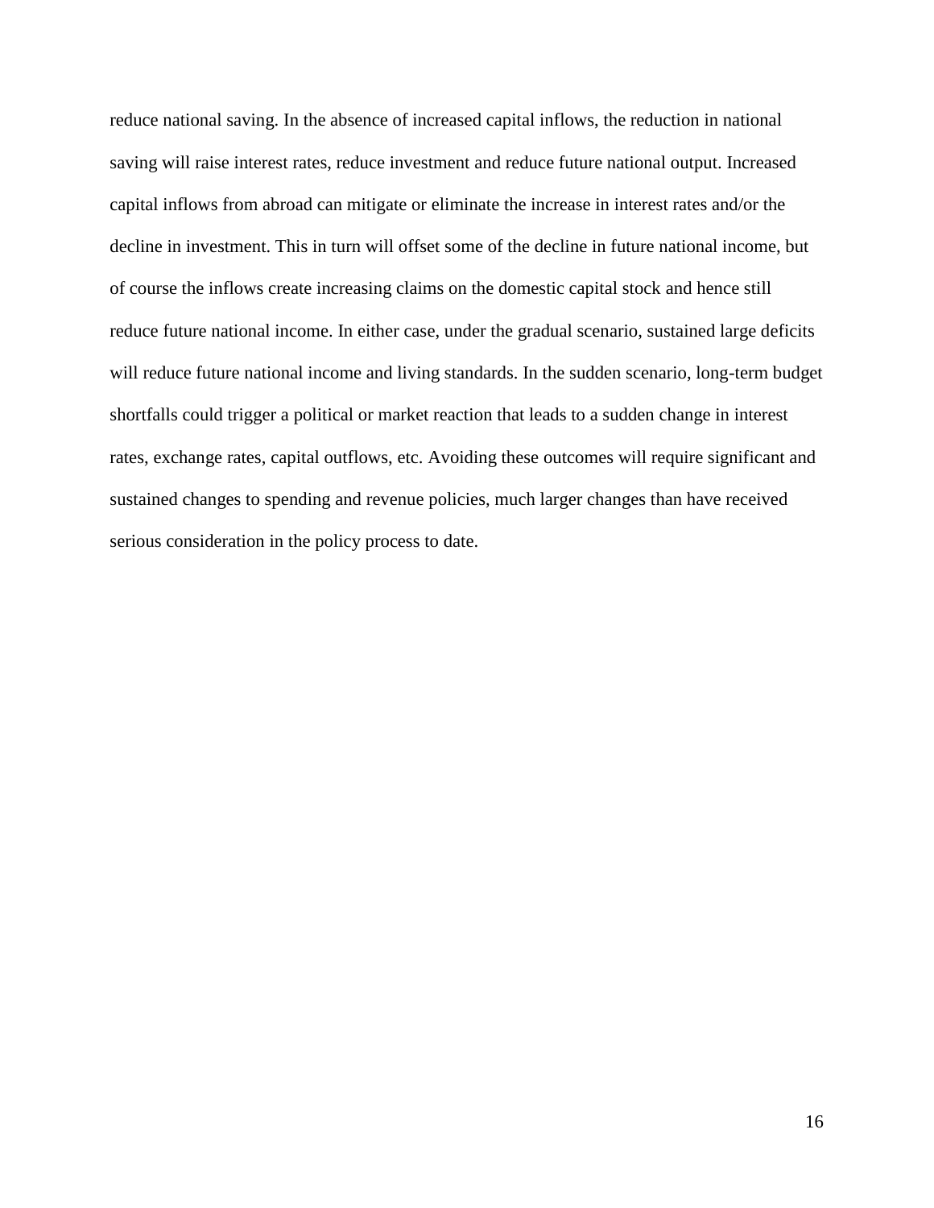reduce national saving. In the absence of increased capital inflows, the reduction in national saving will raise interest rates, reduce investment and reduce future national output. Increased capital inflows from abroad can mitigate or eliminate the increase in interest rates and/or the decline in investment. This in turn will offset some of the decline in future national income, but of course the inflows create increasing claims on the domestic capital stock and hence still reduce future national income. In either case, under the gradual scenario, sustained large deficits will reduce future national income and living standards. In the sudden scenario, long-term budget shortfalls could trigger a political or market reaction that leads to a sudden change in interest rates, exchange rates, capital outflows, etc. Avoiding these outcomes will require significant and sustained changes to spending and revenue policies, much larger changes than have received serious consideration in the policy process to date.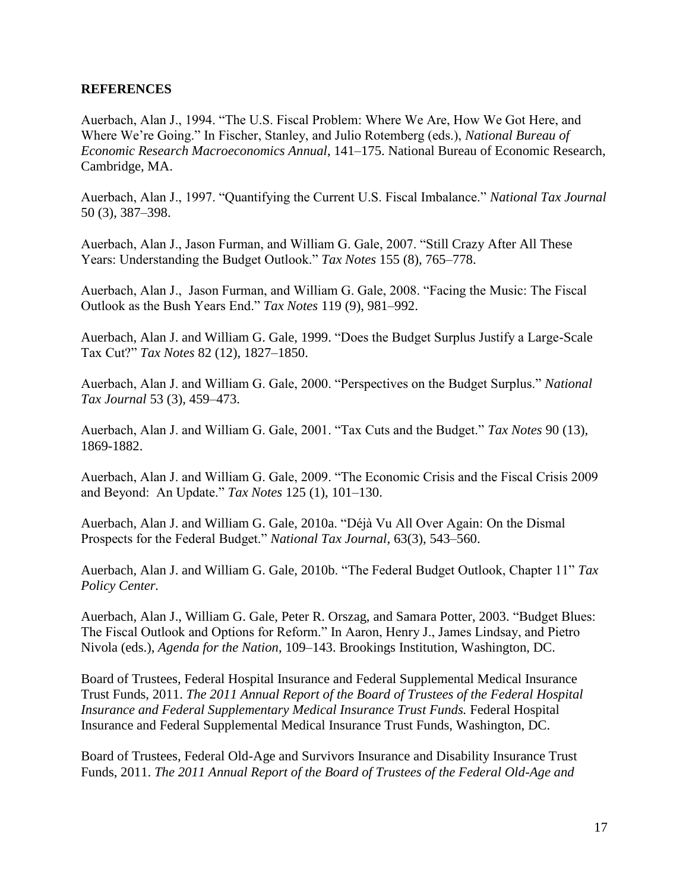## REFERENCES

Auerbach, Alan J., 1994. "The U.S. Fiscal Problem: Where We Are, How We Got Here, and Where We're Going." In Fischer, Stanley, and Julio Rotemberg (eds.), *National Bureau of Economic Research Macroeconomics Annual*, 141–175. National Bureau of Economic Research, Cambridge, MA.

Auerbach, Alan J., 1997. "Quantifying the Current U.S. Fiscal Imbalance." *National Tax Journal* 50 (3), 387–398.

Auerbach, Alan J., Jason Furman, and William G. Gale, 2007. "Still Crazy After All These Years: Understanding the Budget Outlook." *Tax Notes* 155 (8), 765–778.

Auerbach, Alan J., Jason Furman, and William G. Gale, 2008. "Facing the Music: The Fiscal Outlook as the Bush Years End." *Tax Notes* 119 (9), 981–992.

Auerbach, Alan J. and William G. Gale, 1999. "Does the Budget Surplus Justify a Large-Scale Tax Cut?" *Tax Notes* 82 (12), 1827–1850.

Auerbach, Alan J. and William G. Gale, 2000. "Perspectives on the Budget Surplus." *National Tax Journal* 53 (3), 459–473.

Auerbach, Alan J. and William G. Gale, 2001. "Tax Cuts and the Budget." *Tax Notes* 90 (13), 1869-1882.

Auerbach, Alan J. and William G. Gale, 2009. "The Economic Crisis and the Fiscal Crisis 2009 and Beyond: An Update." *Tax Notes* 125 (1), 101–130.

Auerbach, Alan J. and William G. Gale, 2010a. "Déjà Vu All Over Again: On the Dismal Prospects for the Federal Budget." *National Tax Journal*, 63(3), 543–560.

Auerbach, Alan J. and William G. Gale, 2010b. "The Federal Budget Outlook, Chapter 11" *Tax Policy Center.*

Auerbach, Alan J., William G. Gale, Peter R. Orszag, and Samara Potter, 2003. "Budget Blues: The Fiscal Outlook and Options for Reform." In Aaron, Henry J., James Lindsay, and Pietro Nivola (eds.), *Agenda for the Nation*, 109–143. Brookings Institution, Washington, DC.

Board of Trustees, Federal Hospital Insurance and Federal Supplemental Medical Insurance Trust Funds, 2011. *The 2011 Annual Report of the Board of Trustees of the Federal Hospital Insurance and Federal Supplementary Medical Insurance Trust Funds.* Federal Hospital Insurance and Federal Supplemental Medical Insurance Trust Funds, Washington, DC.

Board of Trustees, Federal Old-Age and Survivors Insurance and Disability Insurance Trust Funds, 2011. *The 2011 Annual Report of the Board of Trustees of the Federal Old-Age and*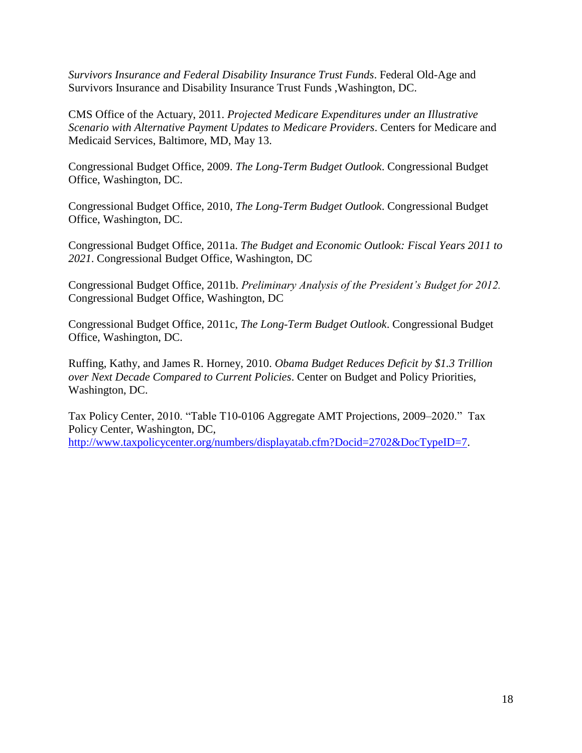*Survivors Insurance and Federal Disability Insurance Trust Funds*. Federal Old-Age and Survivors Insurance and Disability Insurance Trust Funds ,Washington, DC.

CMS Office of the Actuary, 2011. *Projected Medicare Expenditures under an Illustrative Scenario with Alternative Payment Updates to Medicare Providers*. Centers for Medicare and Medicaid Services, Baltimore, MD, May 13.

Congressional Budget Office, 2009. *The Long-Term Budget Outlook*. Congressional Budget Office, Washington, DC.

Congressional Budget Office, 2010, *The Long-Term Budget Outlook*. Congressional Budget Office, Washington, DC.

Congressional Budget Office, 2011a. *The Budget and Economic Outlook: Fiscal Years 2011 to 2021*. Congressional Budget Office, Washington, DC

Congressional Budget Office, 2011b. *Preliminary Analysis of the President's Budget for 2012.* Congressional Budget Office, Washington, DC

Congressional Budget Office, 2011c, *The Long-Term Budget Outlook*. Congressional Budget Office, Washington, DC.

Ruffing, Kathy, and James R. Horney, 2010. *Obama Budget Reduces Deficit by $1.3 Trillion over Next Decade Compared to Current Policies*. Center on Budget and Policy Priorities, Washington, DC.

Tax Policy Center, 2010. "Table T10-0106 Aggregate AMT Projections, 2009–2020." Tax Policy Center, Washington, DC, http://www.taxpolicycenter.org/numbers/displayatab.cfm?Docid=2702&DocTypeID=7.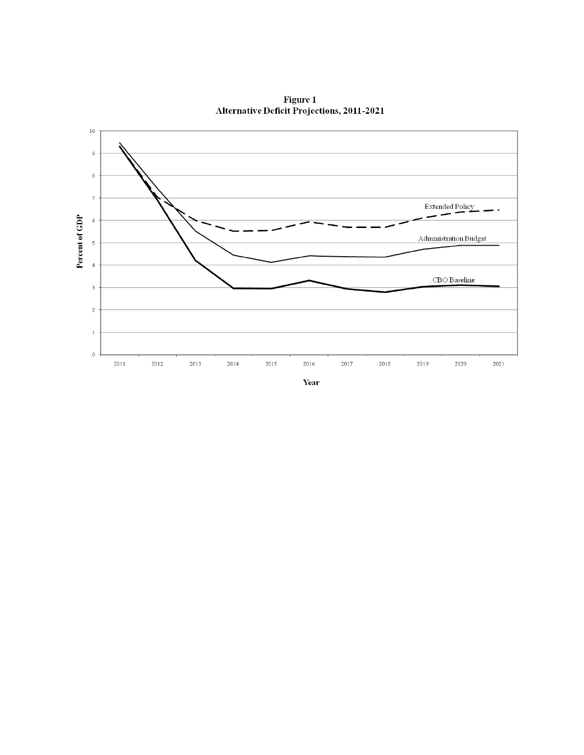**Figure 1**
**Alternative Deficit Projections, 2011-2021**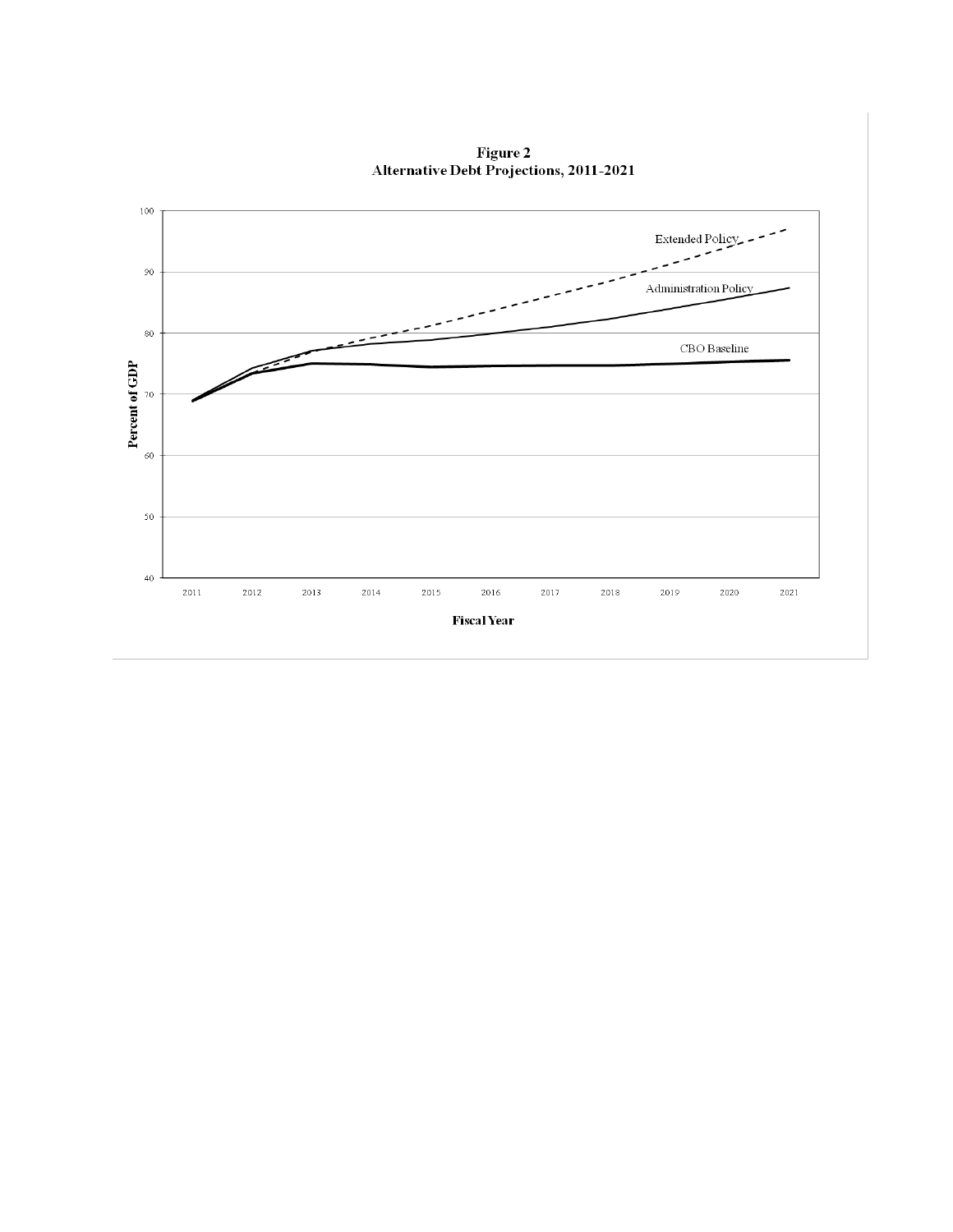**Figure 2**
**Alternative Debt Projections, 2011-2021**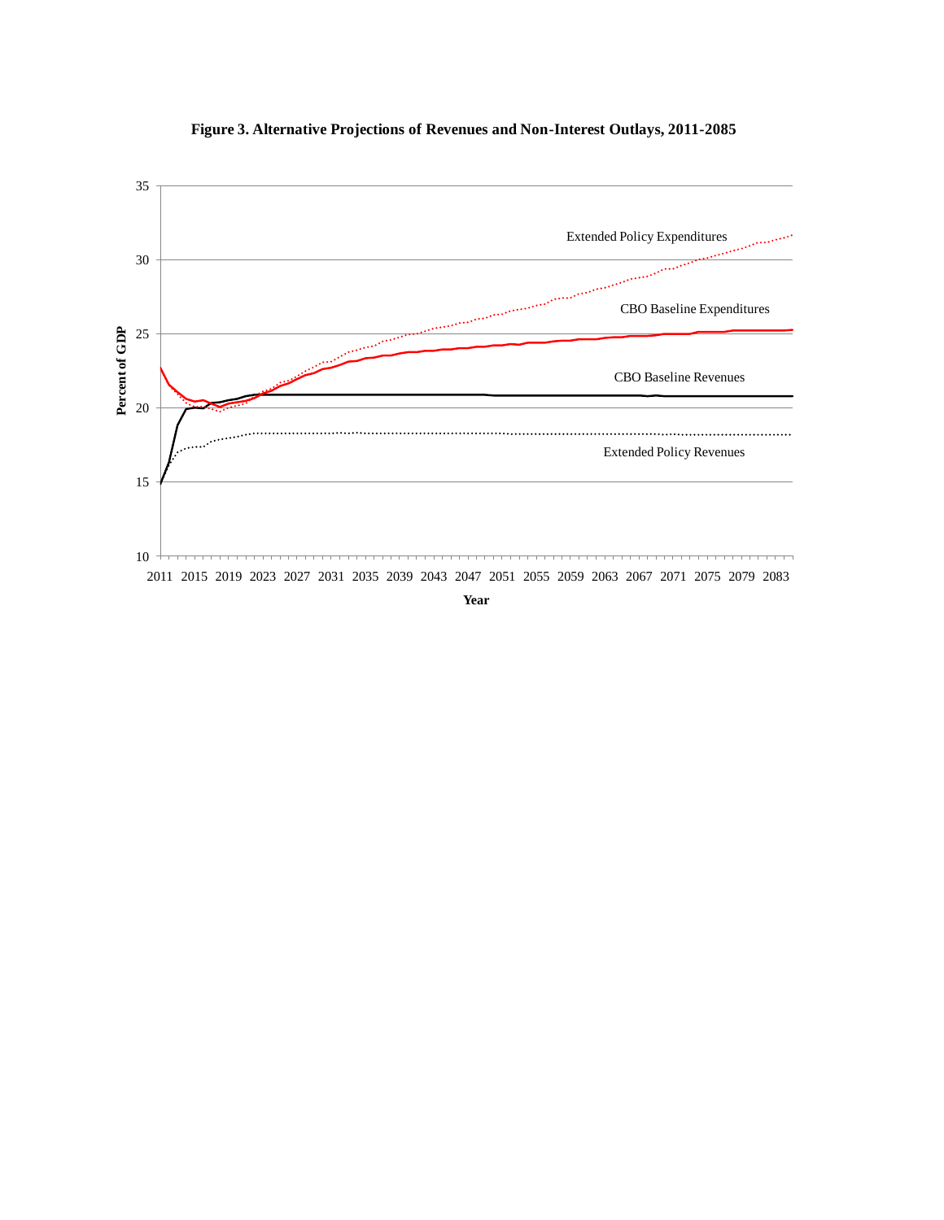**Figure 3. Alternative Projections of Revenues and Non-Interest Outlays, 2011-2085**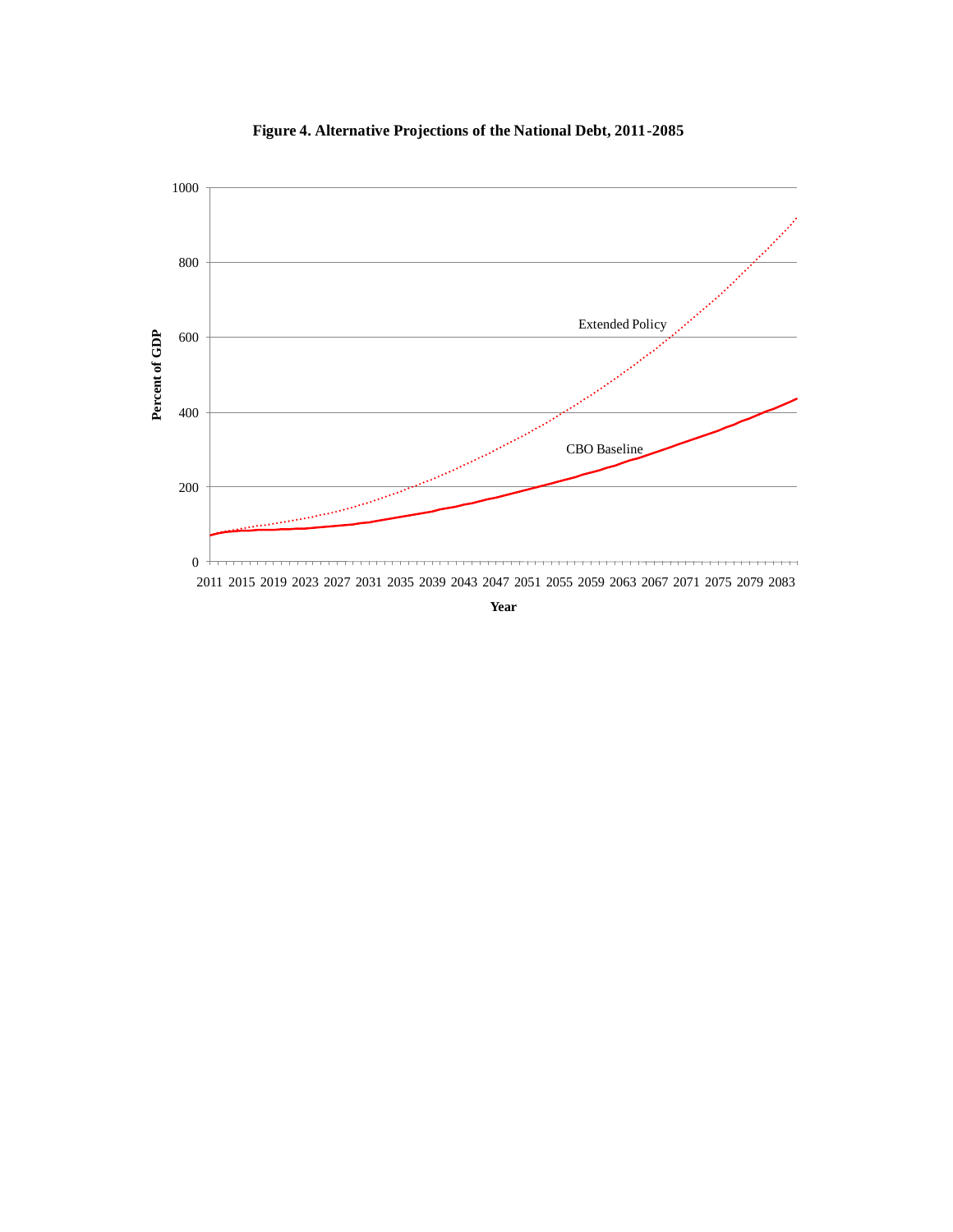**Figure 4. Alternative Projections of the National Debt, 2011-2085**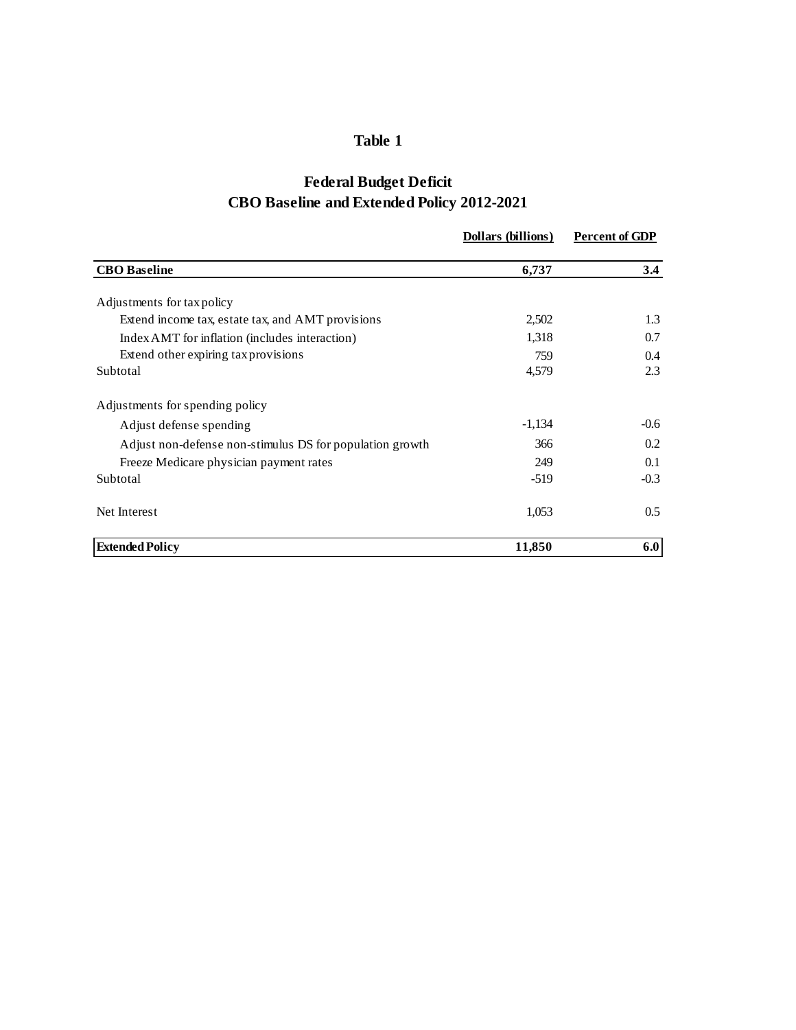## Table 1

### Federal Budget Deficit
### CBO Baseline and Extended Policy 2012-2021

| | Dollars (billions) | Percent of GDP |
|---|---|---|
| **CBO Baseline** | **6,737** | **3.4** |
| Adjustments for tax policy | | |
| Extend income tax, estate tax, and AMT provisions | 2,502 | 1.3 |
| Index AMT for inflation (includes interaction) | 1,318 | 0.7 |
| Extend other expiring tax provisions | 759 | 0.4 |
| Subtotal | 4,579 | 2.3 |
| Adjustments for spending policy | | |
| Adjust defense spending | -1,134 | -0.6 |
| Adjust non-defense non-stimulus DS for population growth | 366 | 0.2 |
| Freeze Medicare physician payment rates | 249 | 0.1 |
| Subtotal | -519 | -0.3 |
| Net Interest | 1,053 | 0.5 |
| **Extended Policy** | **11,850** | **6.0** |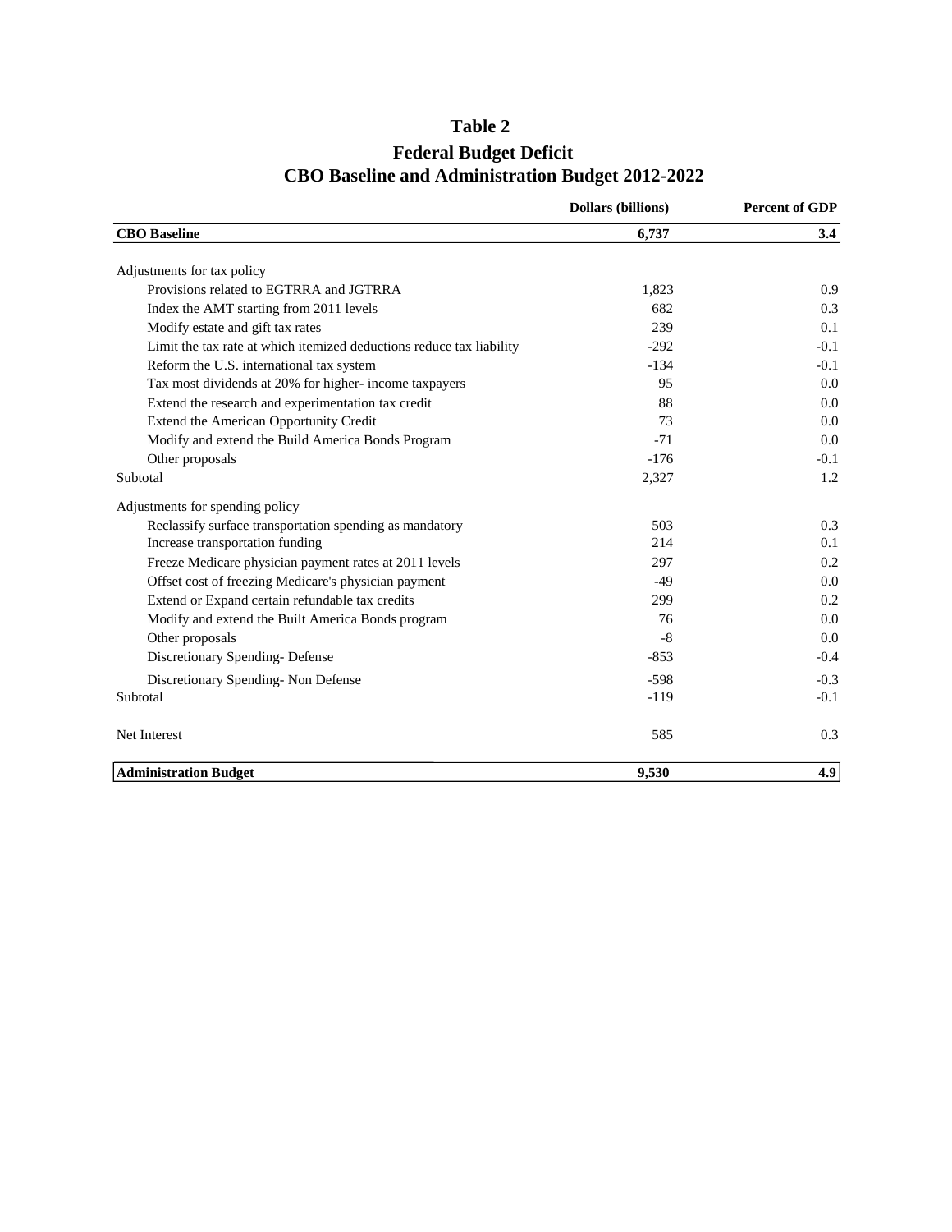# Table 2

## Federal Budget Deficit
## CBO Baseline and Administration Budget 2012-2022

| | Dollars (billions) | Percent of GDP |
|---|---|---|
| **CBO Baseline** | **6,737** | **3.4** |
| Adjustments for tax policy | | |
| Provisions related to EGTRRA and JGTRRA | 1,823 | 0.9 |
| Index the AMT starting from 2011 levels | 682 | 0.3 |
| Modify estate and gift tax rates | 239 | 0.1 |
| Limit the tax rate at which itemized deductions reduce tax liability | -292 | -0.1 |
| Reform the U.S. international tax system | -134 | -0.1 |
| Tax most dividends at 20% for higher- income taxpayers | 95 | 0.0 |
| Extend the research and experimentation tax credit | 88 | 0.0 |
| Extend the American Opportunity Credit | 73 | 0.0 |
| Modify and extend the Build America Bonds Program | -71 | 0.0 |
| Other proposals | -176 | -0.1 |
| Subtotal | 2,327 | 1.2 |
| Adjustments for spending policy | | |
| Reclassify surface transportation spending as mandatory | 503 | 0.3 |
| Increase transportation funding | 214 | 0.1 |
| Freeze Medicare physician payment rates at 2011 levels | 297 | 0.2 |
| Offset cost of freezing Medicare's physician payment | -49 | 0.0 |
| Extend or Expand certain refundable tax credits | 299 | 0.2 |
| Modify and extend the Built America Bonds program | 76 | 0.0 |
| Other proposals | -8 | 0.0 |
| Discretionary Spending- Defense | -853 | -0.4 |
| Discretionary Spending- Non Defense | -598 | -0.3 |
| Subtotal | -119 | -0.1 |
| Net Interest | 585 | 0.3 |
| **Administration Budget** | **9,530** | **4.9** |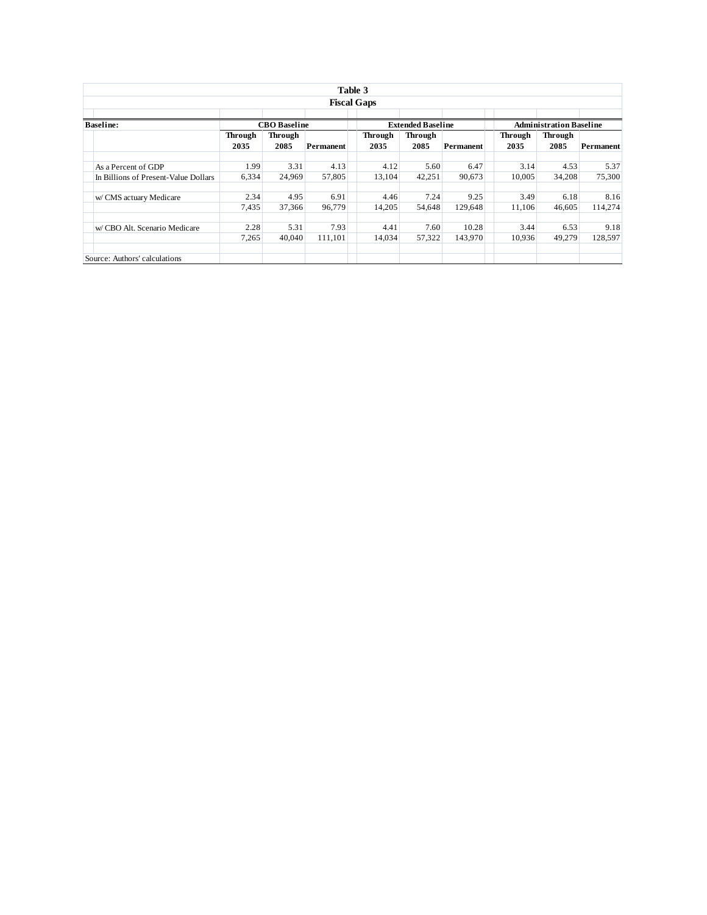**Table 3**

**Fiscal Gaps**

| Baseline: | CBO Baseline | | | Extended Baseline | | | Administration Baseline | | |
|---|---|---|---|---|---|---|---|---|---|
| | Through 2035 | Through 2085 | Permanent | Through 2035 | Through 2085 | Permanent | Through 2035 | Through 2085 | Permanent |
| As a Percent of GDP | 1.99 | 3.31 | 4.13 | 4.12 | 5.60 | 6.47 | 3.14 | 4.53 | 5.37 |
| In Billions of Present-Value Dollars | 6,334 | 24,969 | 57,805 | 13,104 | 42,251 | 90,673 | 10,005 | 34,208 | 75,300 |
| w/ CMS actuary Medicare | 2.34 | 4.95 | 6.91 | 4.46 | 7.24 | 9.25 | 3.49 | 6.18 | 8.16 |
| | 7,435 | 37,366 | 96,779 | 14,205 | 54,648 | 129,648 | 11,106 | 46,605 | 114,274 |
| w/ CBO Alt. Scenario Medicare | 2.28 | 5.31 | 7.93 | 4.41 | 7.60 | 10.28 | 3.44 | 6.53 | 9.18 |
| | 7,265 | 40,040 | 111,101 | 14,034 | 57,322 | 143,970 | 10,936 | 49,279 | 128,597 |

Source: Authors' calculations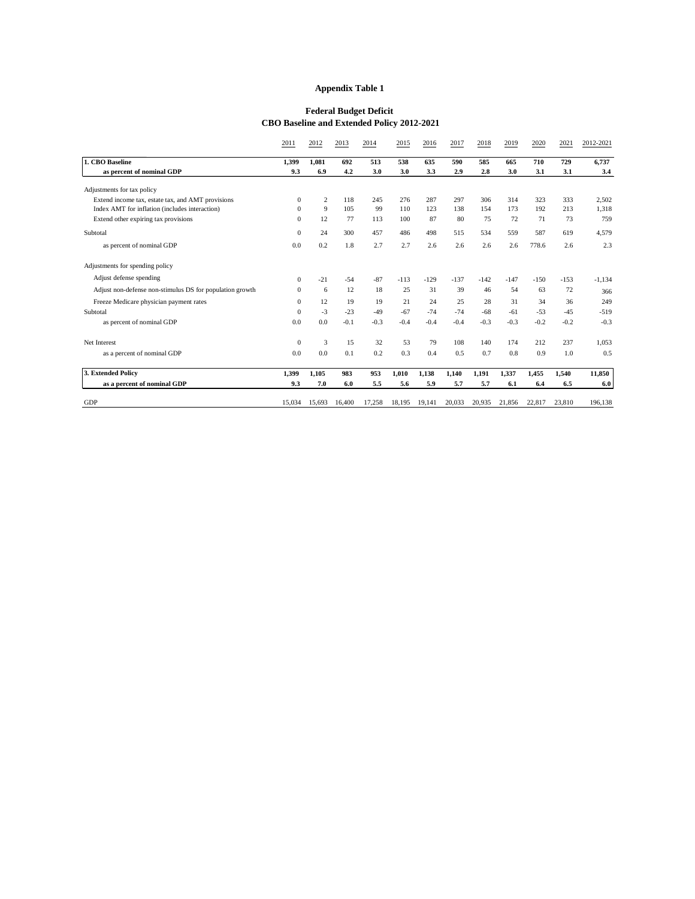**Appendix Table 1**

**Federal Budget Deficit**
**CBO Baseline and Extended Policy 2012-2021**

| | 2011 | 2012 | 2013 | 2014 | 2015 | 2016 | 2017 | 2018 | 2019 | 2020 | 2021 | 2012-2021 |
|---|---|---|---|---|---|---|---|---|---|---|---|---|
| **1. CBO Baseline** | **1,399** | **1,081** | **692** | **513** | **538** | **635** | **590** | **585** | **665** | **710** | **729** | **6,737** |
| **as percent of nominal GDP** | **9.3** | **6.9** | **4.2** | **3.0** | **3.0** | **3.3** | **2.9** | **2.8** | **3.0** | **3.1** | **3.1** | **3.4** |
| Adjustments for tax policy | | | | | | | | | | | | |
| Extend income tax, estate tax, and AMT provisions | 0 | 2 | 118 | 245 | 276 | 287 | 297 | 306 | 314 | 323 | 333 | 2,502 |
| Index AMT for inflation (includes interaction) | 0 | 9 | 105 | 99 | 110 | 123 | 138 | 154 | 173 | 192 | 213 | 1,318 |
| Extend other expiring tax provisions | 0 | 12 | 77 | 113 | 100 | 87 | 80 | 75 | 72 | 71 | 73 | 759 |
| Subtotal | 0 | 24 | 300 | 457 | 486 | 498 | 515 | 534 | 559 | 587 | 619 | 4,579 |
| as percent of nominal GDP | 0.0 | 0.2 | 1.8 | 2.7 | 2.7 | 2.6 | 2.6 | 2.6 | 2.6 | 778.6 | 2.6 | 2.3 |
| Adjustments for spending policy | | | | | | | | | | | | |
| Adjust defense spending | 0 | -21 | -54 | -87 | -113 | -129 | -137 | -142 | -147 | -150 | -153 | -1,134 |
| Adjust non-defense non-stimulus DS for population growth | 0 | 6 | 12 | 18 | 25 | 31 | 39 | 46 | 54 | 63 | 72 | 366 |
| Freeze Medicare physician payment rates | 0 | 12 | 19 | 19 | 21 | 24 | 25 | 28 | 31 | 34 | 36 | 249 |
| Subtotal | 0 | -3 | -23 | -49 | -67 | -74 | -74 | -68 | -61 | -53 | -45 | -519 |
| as percent of nominal GDP | 0.0 | 0.0 | -0.1 | -0.3 | -0.4 | -0.4 | -0.4 | -0.3 | -0.3 | -0.2 | -0.2 | -0.3 |
| Net Interest | 0 | 3 | 15 | 32 | 53 | 79 | 108 | 140 | 174 | 212 | 237 | 1,053 |
| as a percent of nominal GDP | 0.0 | 0.0 | 0.1 | 0.2 | 0.3 | 0.4 | 0.5 | 0.7 | 0.8 | 0.9 | 1.0 | 0.5 |
| **3. Extended Policy** | **1,399** | **1,105** | **983** | **953** | **1,010** | **1,138** | **1,140** | **1,191** | **1,337** | **1,455** | **1,540** | **11,850** |
| **as a percent of nominal GDP** | **9.3** | **7.0** | **6.0** | **5.5** | **5.6** | **5.9** | **5.7** | **5.7** | **6.1** | **6.4** | **6.5** | **6.0** |
| GDP | 15,034 | 15,693 | 16,400 | 17,258 | 18,195 | 19,141 | 20,033 | 20,935 | 21,856 | 22,817 | 23,810 | 196,138 |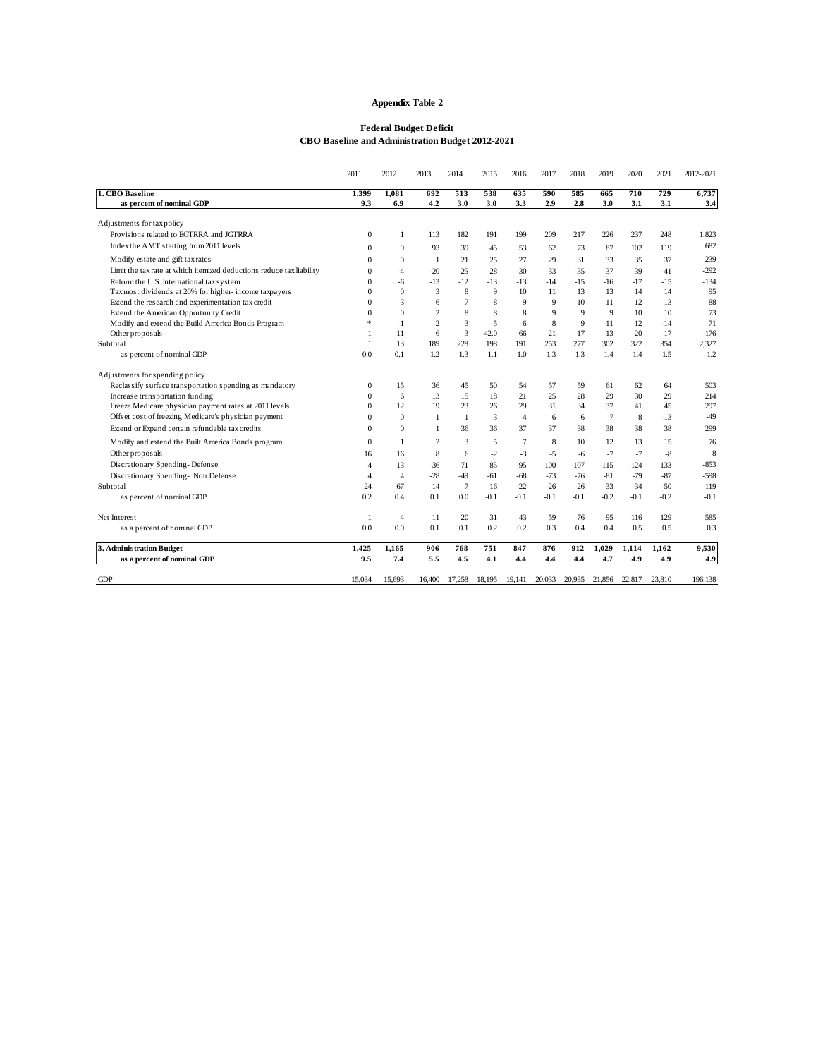**Appendix Table 2**

**Federal Budget Deficit**
**CBO Baseline and Administration Budget 2012-2021**

| | 2011 | 2012 | 2013 | 2014 | 2015 | 2016 | 2017 | 2018 | 2019 | 2020 | 2021 | 2012-2021 |
|---|---|---|---|---|---|---|---|---|---|---|---|---|
| **1. CBO Baseline** | **1,399** | **1,081** | **692** | **513** | **538** | **635** | **590** | **585** | **665** | **710** | **729** | **6,737** |
| **as percent of nominal GDP** | **9.3** | **6.9** | **4.2** | **3.0** | **3.0** | **3.3** | **2.9** | **2.8** | **3.0** | **3.1** | **3.1** | **3.4** |
| Adjustments for tax policy | | | | | | | | | | | | |
| Provisions related to EGTRRA and JGTRRA | 0 | 1 | 113 | 182 | 191 | 199 | 209 | 217 | 226 | 237 | 248 | 1,823 |
| Index the AMT starting from 2011 levels | 0 | 9 | 93 | 39 | 45 | 53 | 62 | 73 | 87 | 102 | 119 | 682 |
| Modify estate and gift tax rates | 0 | 0 | 1 | 21 | 25 | 27 | 29 | 31 | 33 | 35 | 37 | 239 |
| Limit the tax rate at which itemized deductions reduce tax liability | 0 | -4 | -20 | -25 | -28 | -30 | -33 | -35 | -37 | -39 | -41 | -292 |
| Reform the U.S. international tax system | 0 | -6 | -13 | -12 | -13 | -13 | -14 | -15 | -16 | -17 | -15 | -134 |
| Tax most dividends at 20% for higher- income taxpayers | 0 | 0 | 3 | 8 | 9 | 10 | 11 | 13 | 13 | 14 | 14 | 95 |
| Extend the research and experimentation tax credit | 0 | 3 | 6 | 7 | 8 | 9 | 9 | 10 | 11 | 12 | 13 | 88 |
| Extend the American Opportunity Credit | 0 | 0 | 2 | 8 | 8 | 8 | 9 | 9 | 9 | 10 | 10 | 73 |
| Modify and extend the Build America Bonds Program | * | -1 | -2 | -3 | -5 | -6 | -8 | -9 | -11 | -12 | -14 | -71 |
| Other proposals | 1 | 11 | 6 | 3 | -42.0 | -66 | -21 | -17 | -13 | -20 | -17 | -176 |
| Subtotal | 1 | 13 | 189 | 228 | 198 | 191 | 253 | 277 | 302 | 322 | 354 | 2,327 |
| as percent of nominal GDP | 0.0 | 0.1 | 1.2 | 1.3 | 1.1 | 1.0 | 1.3 | 1.3 | 1.4 | 1.4 | 1.5 | 1.2 |
| Adjustments for spending policy | | | | | | | | | | | | |
| Reclassify surface transportation spending as mandatory | 0 | 15 | 36 | 45 | 50 | 54 | 57 | 59 | 61 | 62 | 64 | 503 |
| Increase transportation funding | 0 | 6 | 13 | 15 | 18 | 21 | 25 | 28 | 29 | 30 | 29 | 214 |
| Freeze Medicare physician payment rates at 2011 levels | 0 | 12 | 19 | 23 | 26 | 29 | 31 | 34 | 37 | 41 | 45 | 297 |
| Offset cost of freezing Medicare's physician payment | 0 | 0 | -1 | -1 | -3 | -4 | -6 | -6 | -7 | -8 | -13 | -49 |
| Extend or Expand certain refundable tax credits | 0 | 0 | 1 | 36 | 36 | 37 | 37 | 38 | 38 | 38 | 38 | 299 |
| Modify and extend the Built America Bonds program | 0 | 1 | 2 | 3 | 5 | 7 | 8 | 10 | 12 | 13 | 15 | 76 |
| Other proposals | 16 | 16 | 8 | 6 | -2 | -3 | -5 | -6 | -7 | -7 | -8 | -8 |
| Discretionary Spending- Defense | 4 | 13 | -36 | -71 | -85 | -95 | -100 | -107 | -115 | -124 | -133 | -853 |
| Discretionary Spending- Non Defense | 4 | 4 | -28 | -49 | -61 | -68 | -73 | -76 | -81 | -79 | -87 | -598 |
| Subtotal | 24 | 67 | 14 | 7 | -16 | -22 | -26 | -26 | -33 | -34 | -50 | -119 |
| as percent of nominal GDP | 0.2 | 0.4 | 0.1 | 0.0 | -0.1 | -0.1 | -0.1 | -0.1 | -0.2 | -0.1 | -0.2 | -0.1 |
| Net Interest | 1 | 4 | 11 | 20 | 31 | 43 | 59 | 76 | 95 | 116 | 129 | 585 |
| as a percent of nominal GDP | 0.0 | 0.0 | 0.1 | 0.1 | 0.2 | 0.2 | 0.3 | 0.4 | 0.4 | 0.5 | 0.5 | 0.3 |
| **3. Administration Budget** | **1,425** | **1,165** | **906** | **768** | **751** | **847** | **876** | **912** | **1,029** | **1,114** | **1,162** | **9,530** |
| **as a percent of nominal GDP** | **9.5** | **7.4** | **5.5** | **4.5** | **4.1** | **4.4** | **4.4** | **4.4** | **4.7** | **4.9** | **4.9** | **4.9** |
| GDP | 15,034 | 15,693 | 16,400 | 17,258 | 18,195 | 19,141 | 20,033 | 20,935 | 21,856 | 22,817 | 23,810 | 196,138 |